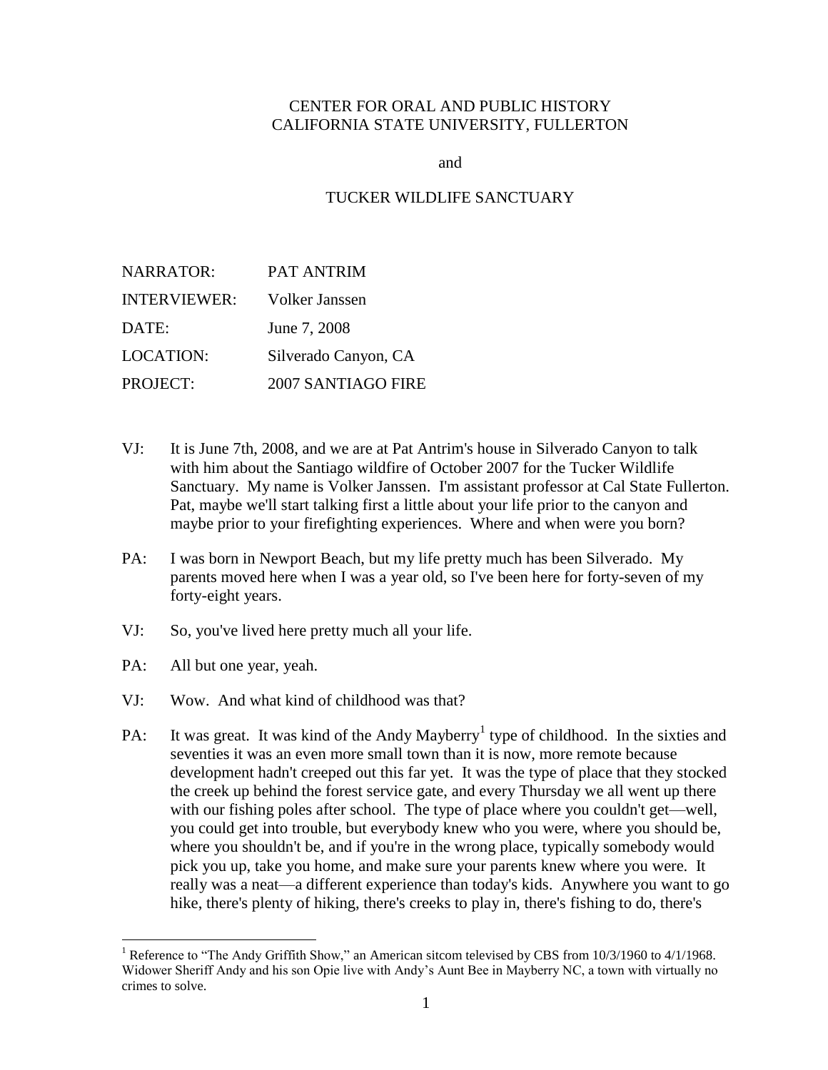CENTER FOR ORAL AND PUBLIC HISTORY
CALIFORNIA STATE UNIVERSITY, FULLERTON

and

TUCKER WILDLIFE SANCTUARY

| | |
|---|---|
| NARRATOR: | PAT ANTRIM |
| INTERVIEWER: | Volker Janssen |
| DATE: | June 7, 2008 |
| LOCATION: | Silverado Canyon, CA |
| PROJECT: | 2007 SANTIAGO FIRE |

VJ: It is June 7th, 2008, and we are at Pat Antrim's house in Silverado Canyon to talk with him about the Santiago wildfire of October 2007 for the Tucker Wildlife Sanctuary. My name is Volker Janssen. I'm assistant professor at Cal State Fullerton. Pat, maybe we'll start talking first a little about your life prior to the canyon and maybe prior to your firefighting experiences. Where and when were you born?

PA: I was born in Newport Beach, but my life pretty much has been Silverado. My parents moved here when I was a year old, so I've been here for forty-seven of my forty-eight years.

VJ: So, you've lived here pretty much all your life.

PA: All but one year, yeah.

VJ: Wow. And what kind of childhood was that?

PA: It was great. It was kind of the Andy Mayberry[1] type of childhood. In the sixties and seventies it was an even more small town than it is now, more remote because development hadn't creeped out this far yet. It was the type of place that they stocked the creek up behind the forest service gate, and every Thursday we all went up there with our fishing poles after school. The type of place where you couldn't get—well, you could get into trouble, but everybody knew who you were, where you should be, where you shouldn't be, and if you're in the wrong place, typically somebody would pick you up, take you home, and make sure your parents knew where you were. It really was a neat—a different experience than today's kids. Anywhere you want to go hike, there's plenty of hiking, there's creeks to play in, there's fishing to do, there's

[1] Reference to "The Andy Griffith Show," an American sitcom televised by CBS from 10/3/1960 to 4/1/1968. Widower Sheriff Andy and his son Opie live with Andy's Aunt Bee in Mayberry NC, a town with virtually no crimes to solve.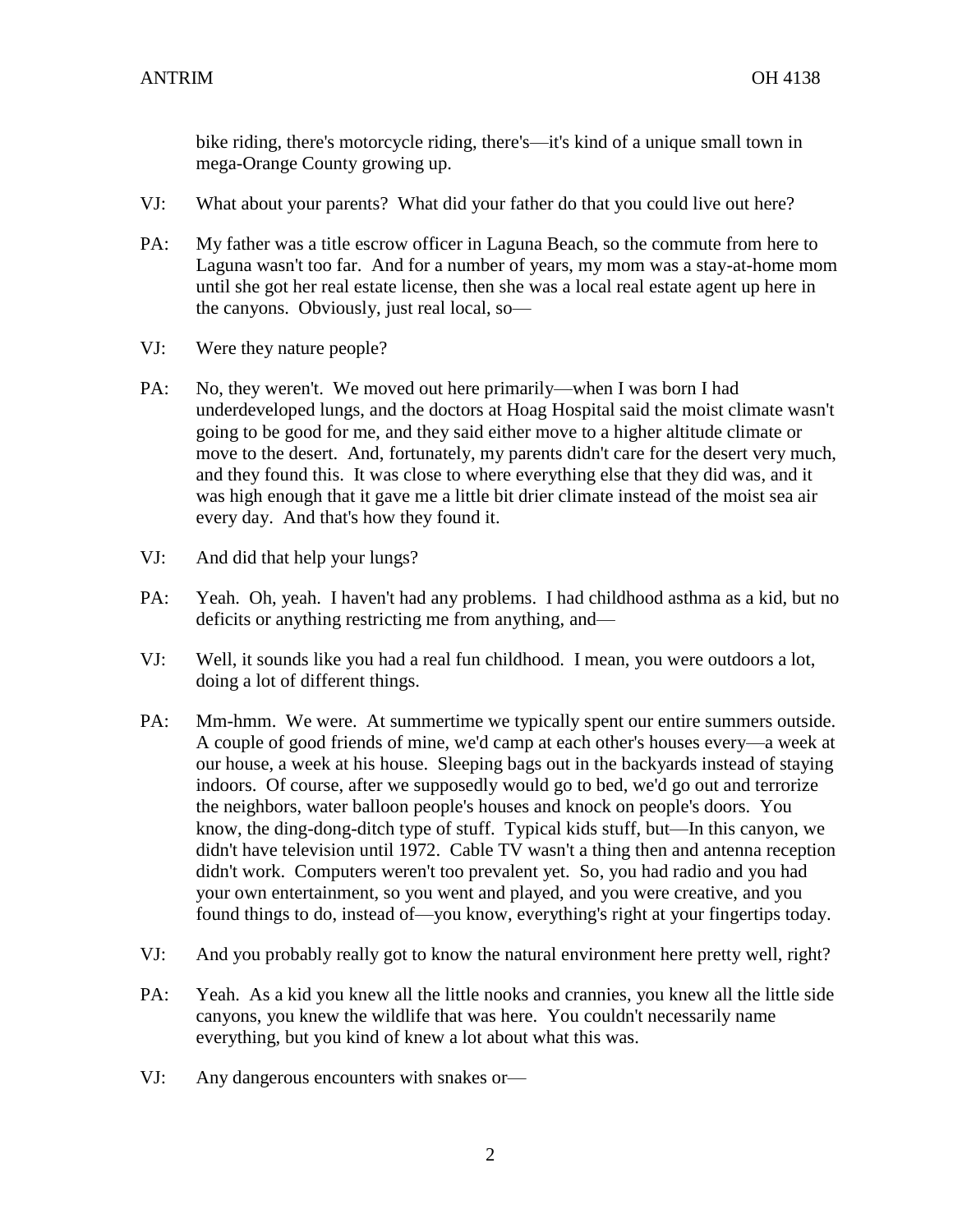bike riding, there's motorcycle riding, there's—it's kind of a unique small town in mega-Orange County growing up.

VJ: What about your parents? What did your father do that you could live out here?

PA: My father was a title escrow officer in Laguna Beach, so the commute from here to Laguna wasn't too far. And for a number of years, my mom was a stay-at-home mom until she got her real estate license, then she was a local real estate agent up here in the canyons. Obviously, just real local, so—

VJ: Were they nature people?

PA: No, they weren't. We moved out here primarily—when I was born I had underdeveloped lungs, and the doctors at Hoag Hospital said the moist climate wasn't going to be good for me, and they said either move to a higher altitude climate or move to the desert. And, fortunately, my parents didn't care for the desert very much, and they found this. It was close to where everything else that they did was, and it was high enough that it gave me a little bit drier climate instead of the moist sea air every day. And that's how they found it.

VJ: And did that help your lungs?

PA: Yeah. Oh, yeah. I haven't had any problems. I had childhood asthma as a kid, but no deficits or anything restricting me from anything, and—

VJ: Well, it sounds like you had a real fun childhood. I mean, you were outdoors a lot, doing a lot of different things.

PA: Mm-hmm. We were. At summertime we typically spent our entire summers outside. A couple of good friends of mine, we'd camp at each other's houses every—a week at our house, a week at his house. Sleeping bags out in the backyards instead of staying indoors. Of course, after we supposedly would go to bed, we'd go out and terrorize the neighbors, water balloon people's houses and knock on people's doors. You know, the ding-dong-ditch type of stuff. Typical kids stuff, but—In this canyon, we didn't have television until 1972. Cable TV wasn't a thing then and antenna reception didn't work. Computers weren't too prevalent yet. So, you had radio and you had your own entertainment, so you went and played, and you were creative, and you found things to do, instead of—you know, everything's right at your fingertips today.

VJ: And you probably really got to know the natural environment here pretty well, right?

PA: Yeah. As a kid you knew all the little nooks and crannies, you knew all the little side canyons, you knew the wildlife that was here. You couldn't necessarily name everything, but you kind of knew a lot about what this was.

VJ: Any dangerous encounters with snakes or—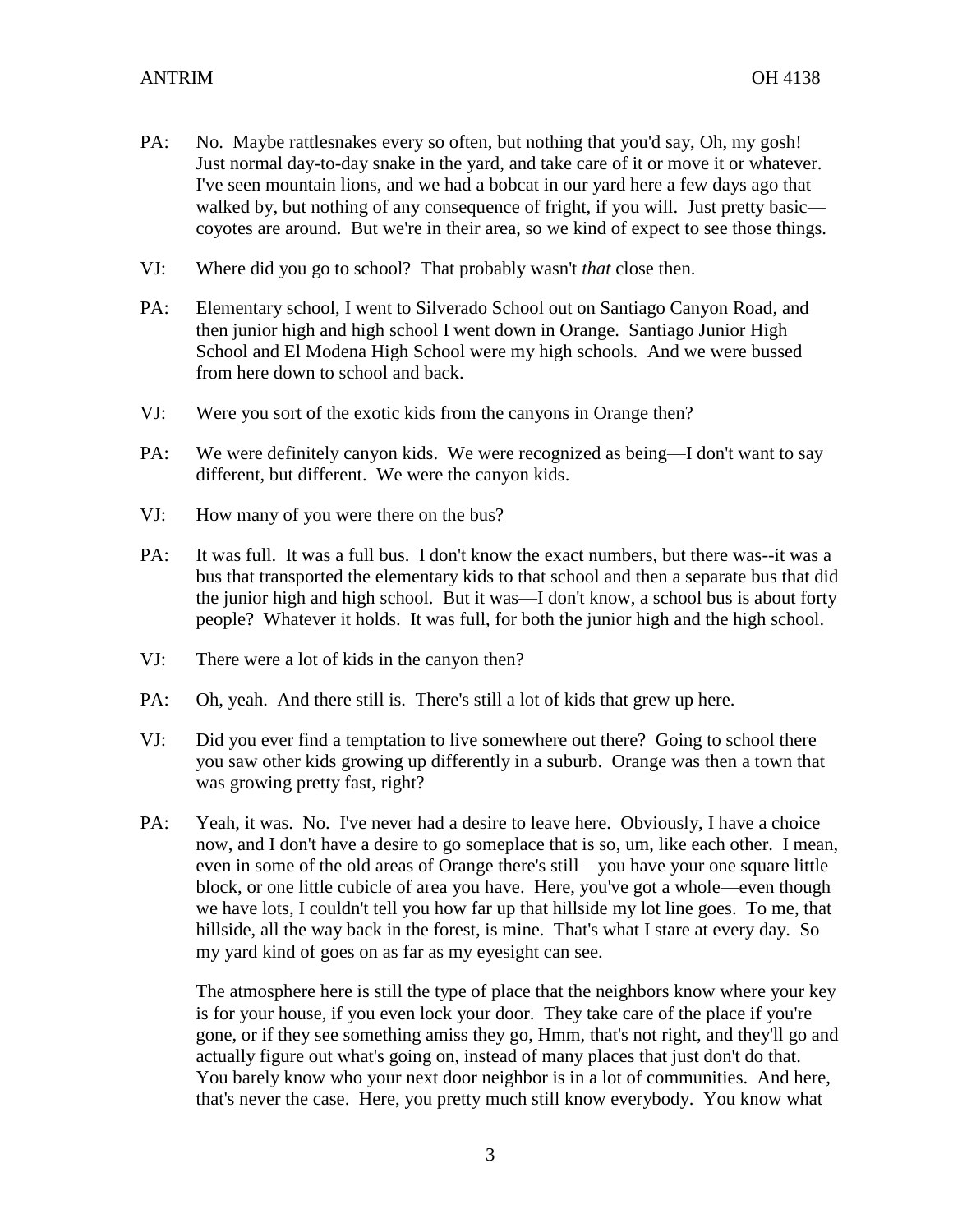PA: No. Maybe rattlesnakes every so often, but nothing that you'd say, Oh, my gosh! Just normal day-to-day snake in the yard, and take care of it or move it or whatever. I've seen mountain lions, and we had a bobcat in our yard here a few days ago that walked by, but nothing of any consequence of fright, if you will. Just pretty basic—coyotes are around. But we're in their area, so we kind of expect to see those things.

VJ: Where did you go to school? That probably wasn't *that* close then.

PA: Elementary school, I went to Silverado School out on Santiago Canyon Road, and then junior high and high school I went down in Orange. Santiago Junior High School and El Modena High School were my high schools. And we were bussed from here down to school and back.

VJ: Were you sort of the exotic kids from the canyons in Orange then?

PA: We were definitely canyon kids. We were recognized as being—I don't want to say different, but different. We were the canyon kids.

VJ: How many of you were there on the bus?

PA: It was full. It was a full bus. I don't know the exact numbers, but there was--it was a bus that transported the elementary kids to that school and then a separate bus that did the junior high and high school. But it was—I don't know, a school bus is about forty people? Whatever it holds. It was full, for both the junior high and the high school.

VJ: There were a lot of kids in the canyon then?

PA: Oh, yeah. And there still is. There's still a lot of kids that grew up here.

VJ: Did you ever find a temptation to live somewhere out there? Going to school there you saw other kids growing up differently in a suburb. Orange was then a town that was growing pretty fast, right?

PA: Yeah, it was. No. I've never had a desire to leave here. Obviously, I have a choice now, and I don't have a desire to go someplace that is so, um, like each other. I mean, even in some of the old areas of Orange there's still—you have your one square little block, or one little cubicle of area you have. Here, you've got a whole—even though we have lots, I couldn't tell you how far up that hillside my lot line goes. To me, that hillside, all the way back in the forest, is mine. That's what I stare at every day. So my yard kind of goes on as far as my eyesight can see.

The atmosphere here is still the type of place that the neighbors know where your key is for your house, if you even lock your door. They take care of the place if you're gone, or if they see something amiss they go, Hmm, that's not right, and they'll go and actually figure out what's going on, instead of many places that just don't do that. You barely know who your next door neighbor is in a lot of communities. And here, that's never the case. Here, you pretty much still know everybody. You know what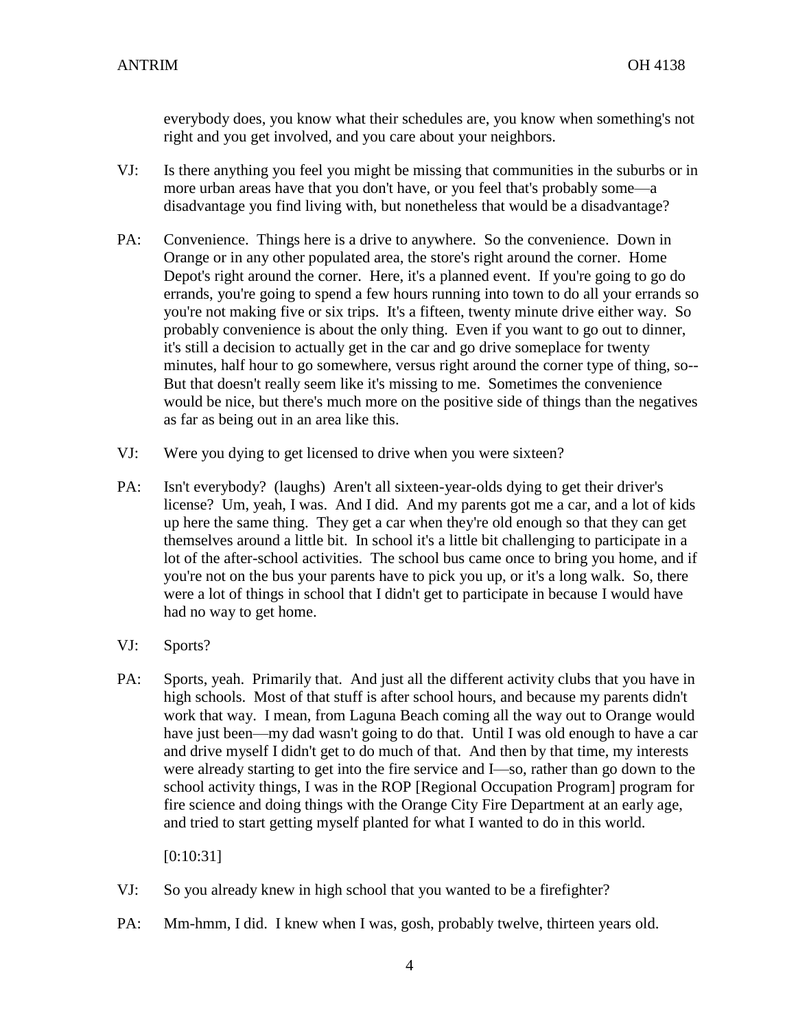everybody does, you know what their schedules are, you know when something's not right and you get involved, and you care about your neighbors.

VJ: Is there anything you feel you might be missing that communities in the suburbs or in more urban areas have that you don't have, or you feel that's probably some—a disadvantage you find living with, but nonetheless that would be a disadvantage?

PA: Convenience. Things here is a drive to anywhere. So the convenience. Down in Orange or in any other populated area, the store's right around the corner. Home Depot's right around the corner. Here, it's a planned event. If you're going to go do errands, you're going to spend a few hours running into town to do all your errands so you're not making five or six trips. It's a fifteen, twenty minute drive either way. So probably convenience is about the only thing. Even if you want to go out to dinner, it's still a decision to actually get in the car and go drive someplace for twenty minutes, half hour to go somewhere, versus right around the corner type of thing, so-- But that doesn't really seem like it's missing to me. Sometimes the convenience would be nice, but there's much more on the positive side of things than the negatives as far as being out in an area like this.

VJ: Were you dying to get licensed to drive when you were sixteen?

PA: Isn't everybody? (laughs) Aren't all sixteen-year-olds dying to get their driver's license? Um, yeah, I was. And I did. And my parents got me a car, and a lot of kids up here the same thing. They get a car when they're old enough so that they can get themselves around a little bit. In school it's a little bit challenging to participate in a lot of the after-school activities. The school bus came once to bring you home, and if you're not on the bus your parents have to pick you up, or it's a long walk. So, there were a lot of things in school that I didn't get to participate in because I would have had no way to get home.

VJ: Sports?

PA: Sports, yeah. Primarily that. And just all the different activity clubs that you have in high schools. Most of that stuff is after school hours, and because my parents didn't work that way. I mean, from Laguna Beach coming all the way out to Orange would have just been—my dad wasn't going to do that. Until I was old enough to have a car and drive myself I didn't get to do much of that. And then by that time, my interests were already starting to get into the fire service and I—so, rather than go down to the school activity things, I was in the ROP [Regional Occupation Program] program for fire science and doing things with the Orange City Fire Department at an early age, and tried to start getting myself planted for what I wanted to do in this world.

[0:10:31]

VJ: So you already knew in high school that you wanted to be a firefighter?

PA: Mm-hmm, I did. I knew when I was, gosh, probably twelve, thirteen years old.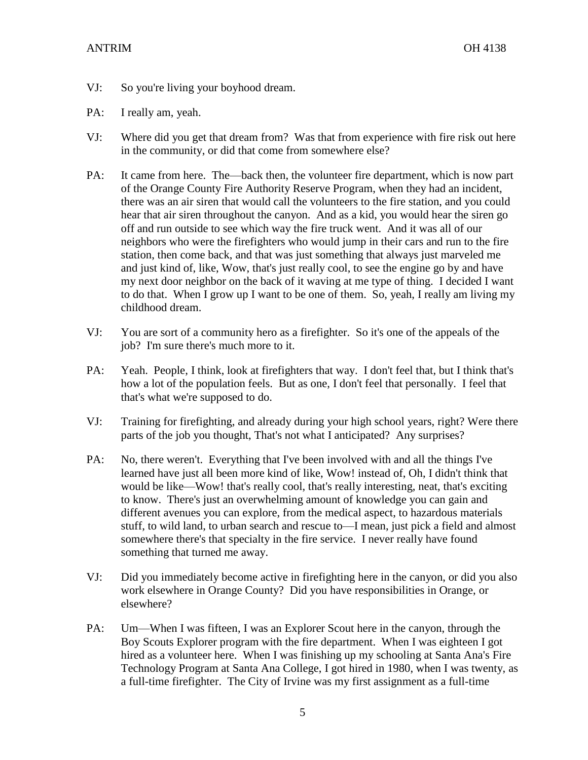VJ: So you're living your boyhood dream.

PA: I really am, yeah.

VJ: Where did you get that dream from? Was that from experience with fire risk out here in the community, or did that come from somewhere else?

PA: It came from here. The—back then, the volunteer fire department, which is now part of the Orange County Fire Authority Reserve Program, when they had an incident, there was an air siren that would call the volunteers to the fire station, and you could hear that air siren throughout the canyon. And as a kid, you would hear the siren go off and run outside to see which way the fire truck went. And it was all of our neighbors who were the firefighters who would jump in their cars and run to the fire station, then come back, and that was just something that always just marveled me and just kind of, like, Wow, that's just really cool, to see the engine go by and have my next door neighbor on the back of it waving at me type of thing. I decided I want to do that. When I grow up I want to be one of them. So, yeah, I really am living my childhood dream.

VJ: You are sort of a community hero as a firefighter. So it's one of the appeals of the job? I'm sure there's much more to it.

PA: Yeah. People, I think, look at firefighters that way. I don't feel that, but I think that's how a lot of the population feels. But as one, I don't feel that personally. I feel that that's what we're supposed to do.

VJ: Training for firefighting, and already during your high school years, right? Were there parts of the job you thought, That's not what I anticipated? Any surprises?

PA: No, there weren't. Everything that I've been involved with and all the things I've learned have just all been more kind of like, Wow! instead of, Oh, I didn't think that would be like—Wow! that's really cool, that's really interesting, neat, that's exciting to know. There's just an overwhelming amount of knowledge you can gain and different avenues you can explore, from the medical aspect, to hazardous materials stuff, to wild land, to urban search and rescue to—I mean, just pick a field and almost somewhere there's that specialty in the fire service. I never really have found something that turned me away.

VJ: Did you immediately become active in firefighting here in the canyon, or did you also work elsewhere in Orange County? Did you have responsibilities in Orange, or elsewhere?

PA: Um—When I was fifteen, I was an Explorer Scout here in the canyon, through the Boy Scouts Explorer program with the fire department. When I was eighteen I got hired as a volunteer here. When I was finishing up my schooling at Santa Ana's Fire Technology Program at Santa Ana College, I got hired in 1980, when I was twenty, as a full-time firefighter. The City of Irvine was my first assignment as a full-time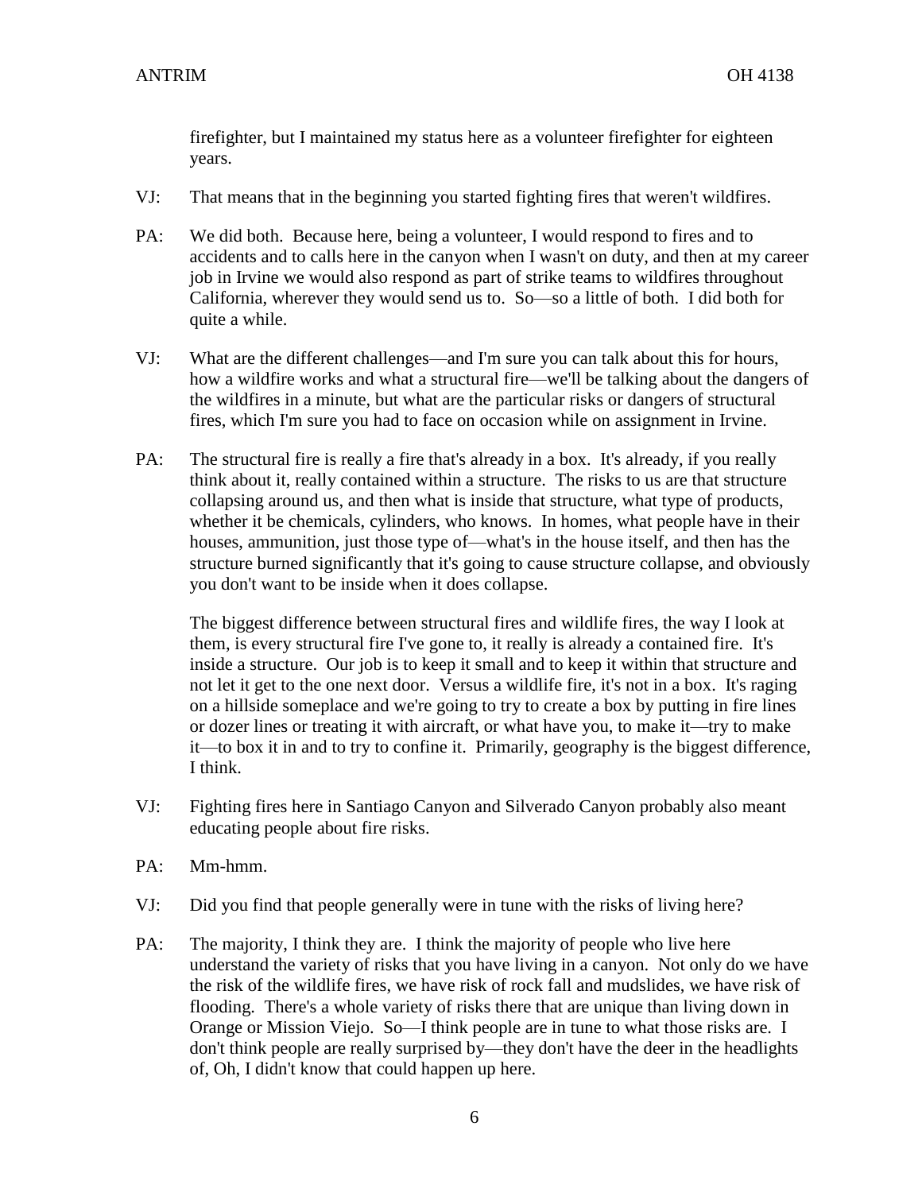firefighter, but I maintained my status here as a volunteer firefighter for eighteen years.

VJ: That means that in the beginning you started fighting fires that weren't wildfires.

PA: We did both. Because here, being a volunteer, I would respond to fires and to accidents and to calls here in the canyon when I wasn't on duty, and then at my career job in Irvine we would also respond as part of strike teams to wildfires throughout California, wherever they would send us to. So—so a little of both. I did both for quite a while.

VJ: What are the different challenges—and I'm sure you can talk about this for hours, how a wildfire works and what a structural fire—we'll be talking about the dangers of the wildfires in a minute, but what are the particular risks or dangers of structural fires, which I'm sure you had to face on occasion while on assignment in Irvine.

PA: The structural fire is really a fire that's already in a box. It's already, if you really think about it, really contained within a structure. The risks to us are that structure collapsing around us, and then what is inside that structure, what type of products, whether it be chemicals, cylinders, who knows. In homes, what people have in their houses, ammunition, just those type of—what's in the house itself, and then has the structure burned significantly that it's going to cause structure collapse, and obviously you don't want to be inside when it does collapse.

The biggest difference between structural fires and wildlife fires, the way I look at them, is every structural fire I've gone to, it really is already a contained fire. It's inside a structure. Our job is to keep it small and to keep it within that structure and not let it get to the one next door. Versus a wildlife fire, it's not in a box. It's raging on a hillside someplace and we're going to try to create a box by putting in fire lines or dozer lines or treating it with aircraft, or what have you, to make it—try to make it—to box it in and to try to confine it. Primarily, geography is the biggest difference, I think.

VJ: Fighting fires here in Santiago Canyon and Silverado Canyon probably also meant educating people about fire risks.

PA: Mm-hmm.

VJ: Did you find that people generally were in tune with the risks of living here?

PA: The majority, I think they are. I think the majority of people who live here understand the variety of risks that you have living in a canyon. Not only do we have the risk of the wildlife fires, we have risk of rock fall and mudslides, we have risk of flooding. There's a whole variety of risks there that are unique than living down in Orange or Mission Viejo. So—I think people are in tune to what those risks are. I don't think people are really surprised by—they don't have the deer in the headlights of, Oh, I didn't know that could happen up here.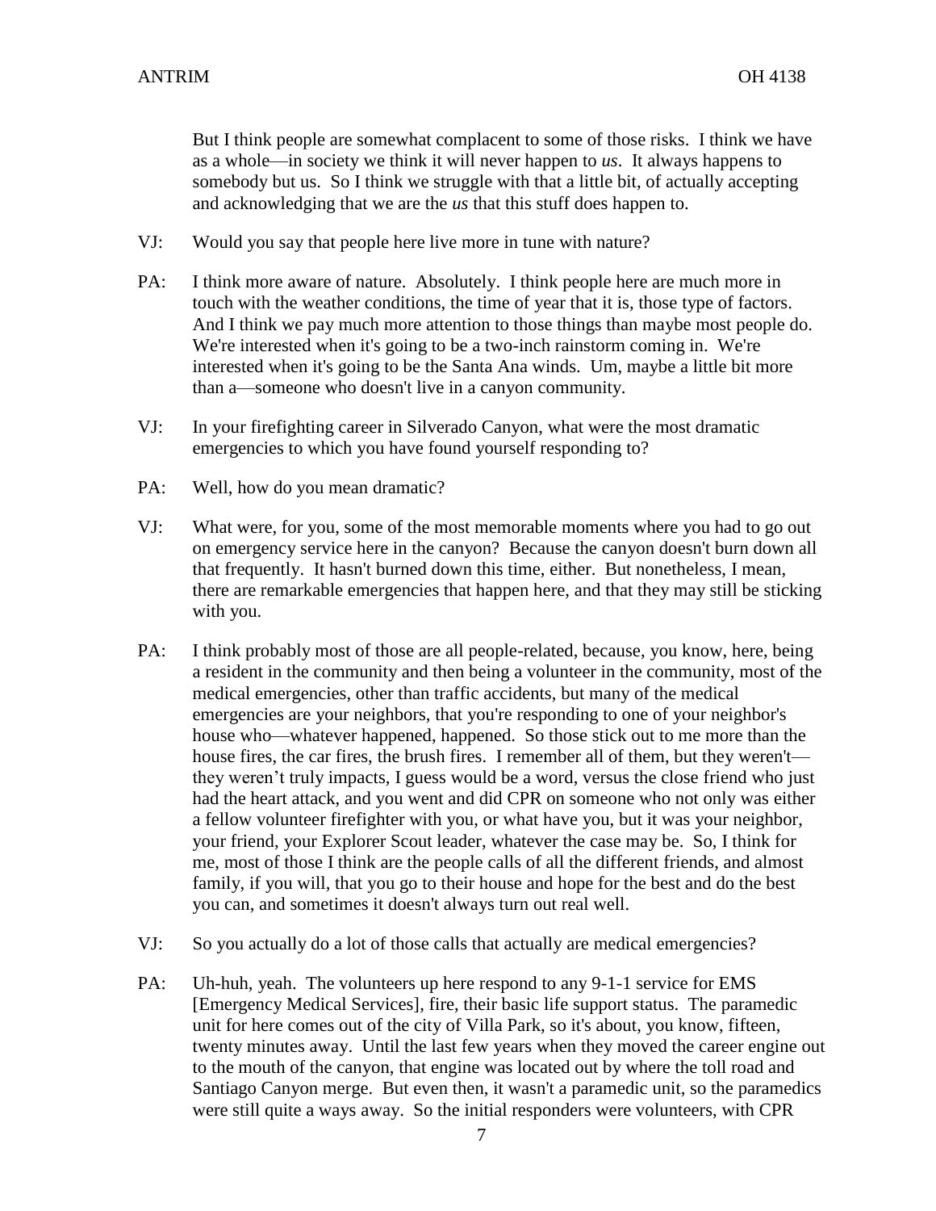But I think people are somewhat complacent to some of those risks. I think we have as a whole—in society we think it will never happen to *us*. It always happens to somebody but us. So I think we struggle with that a little bit, of actually accepting and acknowledging that we are the *us* that this stuff does happen to.

VJ: Would you say that people here live more in tune with nature?

PA: I think more aware of nature. Absolutely. I think people here are much more in touch with the weather conditions, the time of year that it is, those type of factors. And I think we pay much more attention to those things than maybe most people do. We're interested when it's going to be a two-inch rainstorm coming in. We're interested when it's going to be the Santa Ana winds. Um, maybe a little bit more than a—someone who doesn't live in a canyon community.

VJ: In your firefighting career in Silverado Canyon, what were the most dramatic emergencies to which you have found yourself responding to?

PA: Well, how do you mean dramatic?

VJ: What were, for you, some of the most memorable moments where you had to go out on emergency service here in the canyon? Because the canyon doesn't burn down all that frequently. It hasn't burned down this time, either. But nonetheless, I mean, there are remarkable emergencies that happen here, and that they may still be sticking with you.

PA: I think probably most of those are all people-related, because, you know, here, being a resident in the community and then being a volunteer in the community, most of the medical emergencies, other than traffic accidents, but many of the medical emergencies are your neighbors, that you're responding to one of your neighbor's house who—whatever happened, happened. So those stick out to me more than the house fires, the car fires, the brush fires. I remember all of them, but they weren't—they weren't truly impacts, I guess would be a word, versus the close friend who just had the heart attack, and you went and did CPR on someone who not only was either a fellow volunteer firefighter with you, or what have you, but it was your neighbor, your friend, your Explorer Scout leader, whatever the case may be. So, I think for me, most of those I think are the people calls of all the different friends, and almost family, if you will, that you go to their house and hope for the best and do the best you can, and sometimes it doesn't always turn out real well.

VJ: So you actually do a lot of those calls that actually are medical emergencies?

PA: Uh-huh, yeah. The volunteers up here respond to any 9-1-1 service for EMS [Emergency Medical Services], fire, their basic life support status. The paramedic unit for here comes out of the city of Villa Park, so it's about, you know, fifteen, twenty minutes away. Until the last few years when they moved the career engine out to the mouth of the canyon, that engine was located out by where the toll road and Santiago Canyon merge. But even then, it wasn't a paramedic unit, so the paramedics were still quite a ways away. So the initial responders were volunteers, with CPR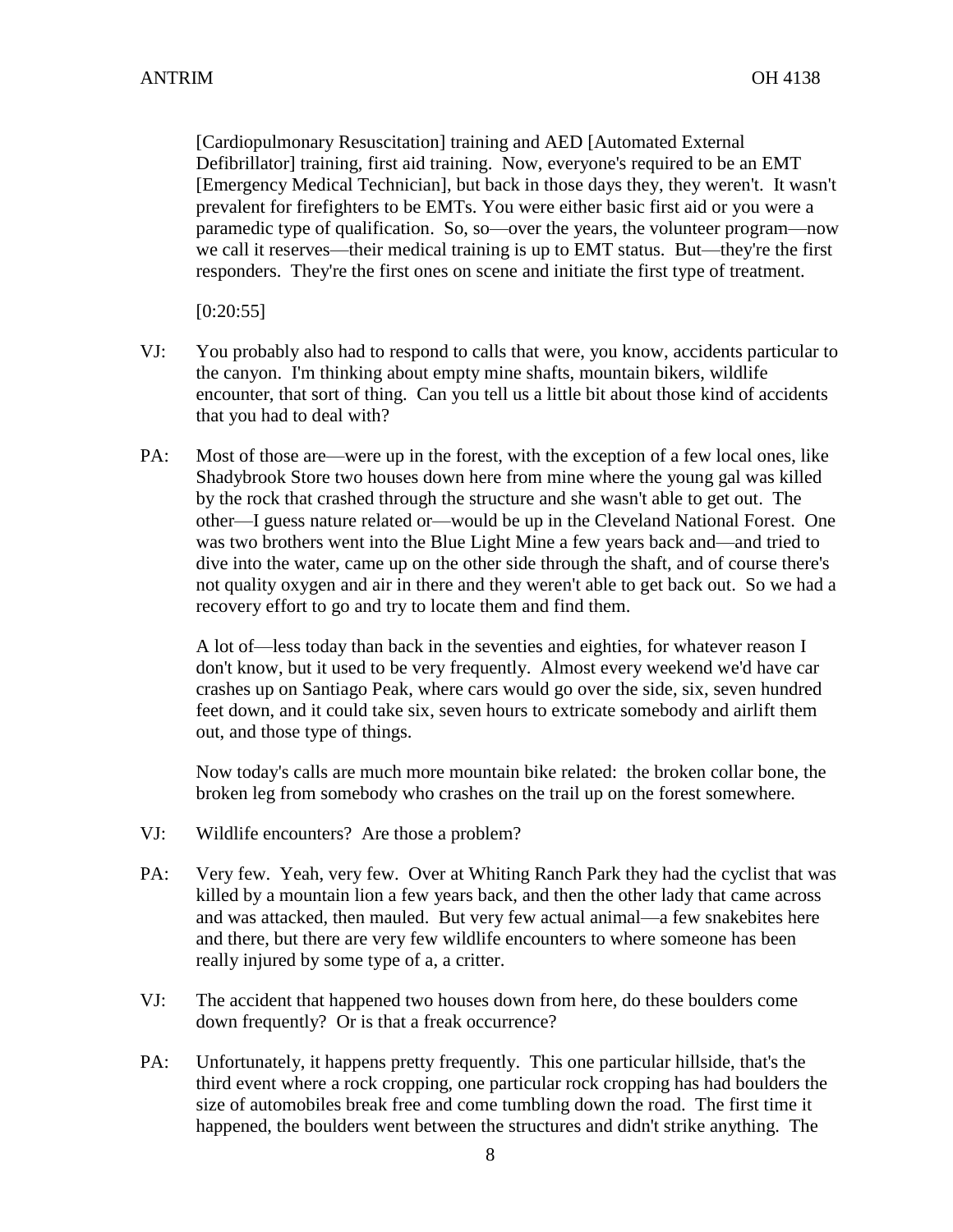[Cardiopulmonary Resuscitation] training and AED [Automated External Defibrillator] training, first aid training. Now, everyone's required to be an EMT [Emergency Medical Technician], but back in those days they, they weren't. It wasn't prevalent for firefighters to be EMTs. You were either basic first aid or you were a paramedic type of qualification. So, so—over the years, the volunteer program—now we call it reserves—their medical training is up to EMT status. But—they're the first responders. They're the first ones on scene and initiate the first type of treatment.

[0:20:55]

VJ: You probably also had to respond to calls that were, you know, accidents particular to the canyon. I'm thinking about empty mine shafts, mountain bikers, wildlife encounter, that sort of thing. Can you tell us a little bit about those kind of accidents that you had to deal with?

PA: Most of those are—were up in the forest, with the exception of a few local ones, like Shadybrook Store two houses down here from mine where the young gal was killed by the rock that crashed through the structure and she wasn't able to get out. The other—I guess nature related or—would be up in the Cleveland National Forest. One was two brothers went into the Blue Light Mine a few years back and—and tried to dive into the water, came up on the other side through the shaft, and of course there's not quality oxygen and air in there and they weren't able to get back out. So we had a recovery effort to go and try to locate them and find them.

A lot of—less today than back in the seventies and eighties, for whatever reason I don't know, but it used to be very frequently. Almost every weekend we'd have car crashes up on Santiago Peak, where cars would go over the side, six, seven hundred feet down, and it could take six, seven hours to extricate somebody and airlift them out, and those type of things.

Now today's calls are much more mountain bike related: the broken collar bone, the broken leg from somebody who crashes on the trail up on the forest somewhere.

VJ: Wildlife encounters? Are those a problem?

PA: Very few. Yeah, very few. Over at Whiting Ranch Park they had the cyclist that was killed by a mountain lion a few years back, and then the other lady that came across and was attacked, then mauled. But very few actual animal—a few snakebites here and there, but there are very few wildlife encounters to where someone has been really injured by some type of a, a critter.

VJ: The accident that happened two houses down from here, do these boulders come down frequently? Or is that a freak occurrence?

PA: Unfortunately, it happens pretty frequently. This one particular hillside, that's the third event where a rock cropping, one particular rock cropping has had boulders the size of automobiles break free and come tumbling down the road. The first time it happened, the boulders went between the structures and didn't strike anything. The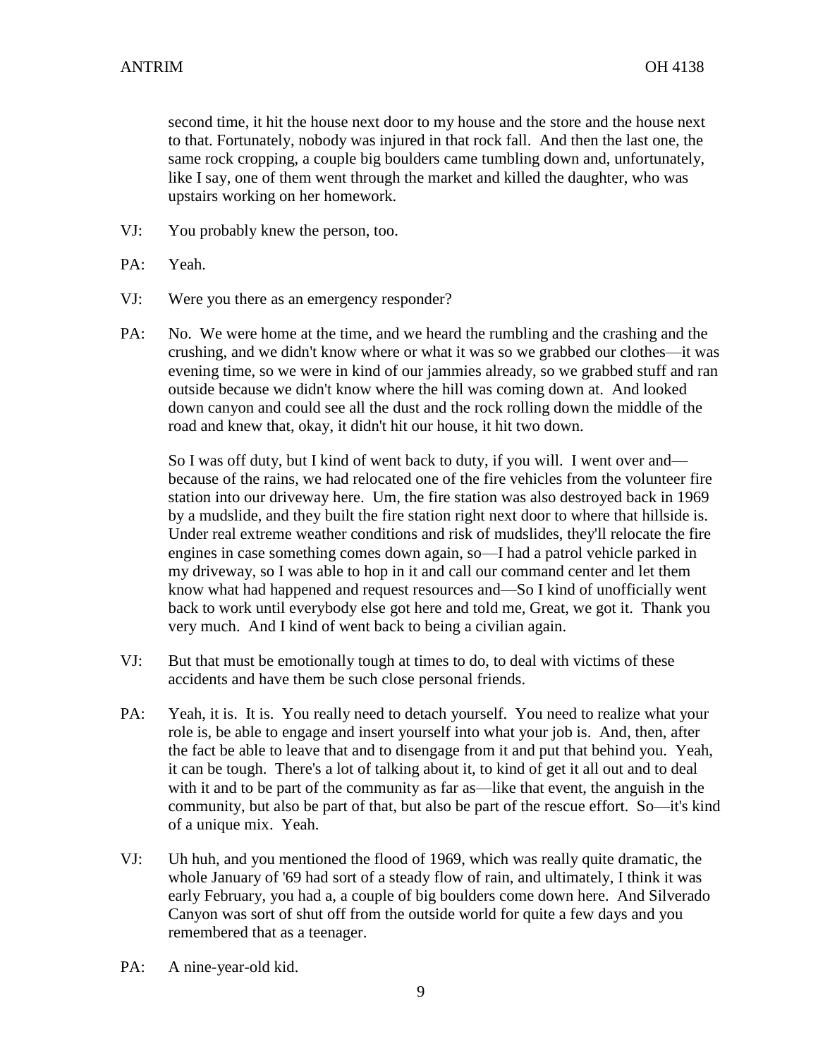second time, it hit the house next door to my house and the store and the house next to that. Fortunately, nobody was injured in that rock fall. And then the last one, the same rock cropping, a couple big boulders came tumbling down and, unfortunately, like I say, one of them went through the market and killed the daughter, who was upstairs working on her homework.

VJ: You probably knew the person, too.

PA: Yeah.

VJ: Were you there as an emergency responder?

PA: No. We were home at the time, and we heard the rumbling and the crashing and the crushing, and we didn't know where or what it was so we grabbed our clothes—it was evening time, so we were in kind of our jammies already, so we grabbed stuff and ran outside because we didn't know where the hill was coming down at. And looked down canyon and could see all the dust and the rock rolling down the middle of the road and knew that, okay, it didn't hit our house, it hit two down.

So I was off duty, but I kind of went back to duty, if you will. I went over and—because of the rains, we had relocated one of the fire vehicles from the volunteer fire station into our driveway here. Um, the fire station was also destroyed back in 1969 by a mudslide, and they built the fire station right next door to where that hillside is. Under real extreme weather conditions and risk of mudslides, they'll relocate the fire engines in case something comes down again, so—I had a patrol vehicle parked in my driveway, so I was able to hop in it and call our command center and let them know what had happened and request resources and—So I kind of unofficially went back to work until everybody else got here and told me, Great, we got it. Thank you very much. And I kind of went back to being a civilian again.

VJ: But that must be emotionally tough at times to do, to deal with victims of these accidents and have them be such close personal friends.

PA: Yeah, it is. It is. You really need to detach yourself. You need to realize what your role is, be able to engage and insert yourself into what your job is. And, then, after the fact be able to leave that and to disengage from it and put that behind you. Yeah, it can be tough. There's a lot of talking about it, to kind of get it all out and to deal with it and to be part of the community as far as—like that event, the anguish in the community, but also be part of that, but also be part of the rescue effort. So—it's kind of a unique mix. Yeah.

VJ: Uh huh, and you mentioned the flood of 1969, which was really quite dramatic, the whole January of '69 had sort of a steady flow of rain, and ultimately, I think it was early February, you had a, a couple of big boulders come down here. And Silverado Canyon was sort of shut off from the outside world for quite a few days and you remembered that as a teenager.

PA: A nine-year-old kid.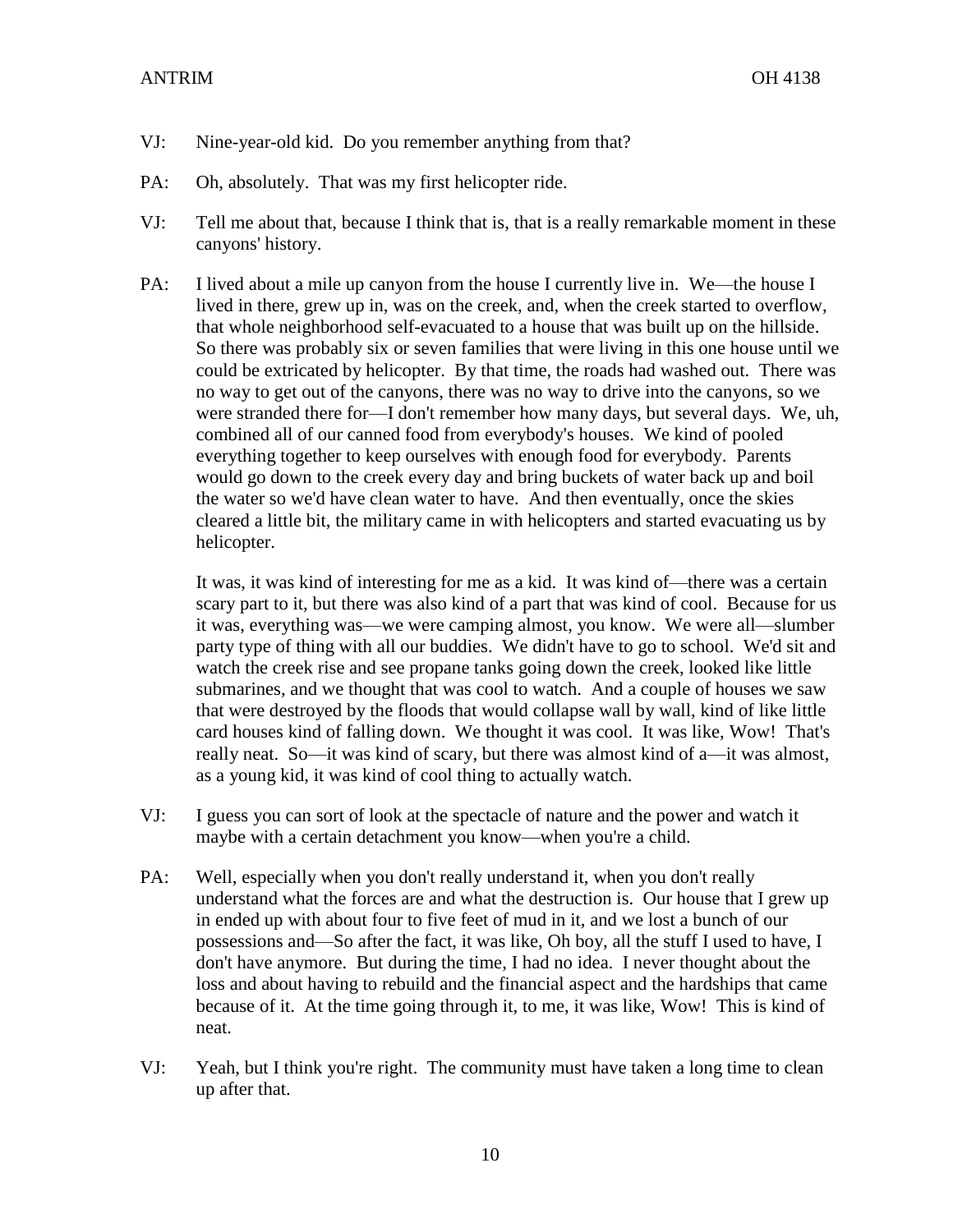VJ: Nine-year-old kid. Do you remember anything from that?

PA: Oh, absolutely. That was my first helicopter ride.

VJ: Tell me about that, because I think that is, that is a really remarkable moment in these canyons' history.

PA: I lived about a mile up canyon from the house I currently live in. We—the house I lived in there, grew up in, was on the creek, and, when the creek started to overflow, that whole neighborhood self-evacuated to a house that was built up on the hillside. So there was probably six or seven families that were living in this one house until we could be extricated by helicopter. By that time, the roads had washed out. There was no way to get out of the canyons, there was no way to drive into the canyons, so we were stranded there for—I don't remember how many days, but several days. We, uh, combined all of our canned food from everybody's houses. We kind of pooled everything together to keep ourselves with enough food for everybody. Parents would go down to the creek every day and bring buckets of water back up and boil the water so we'd have clean water to have. And then eventually, once the skies cleared a little bit, the military came in with helicopters and started evacuating us by helicopter.

It was, it was kind of interesting for me as a kid. It was kind of—there was a certain scary part to it, but there was also kind of a part that was kind of cool. Because for us it was, everything was—we were camping almost, you know. We were all—slumber party type of thing with all our buddies. We didn't have to go to school. We'd sit and watch the creek rise and see propane tanks going down the creek, looked like little submarines, and we thought that was cool to watch. And a couple of houses we saw that were destroyed by the floods that would collapse wall by wall, kind of like little card houses kind of falling down. We thought it was cool. It was like, Wow! That's really neat. So—it was kind of scary, but there was almost kind of a—it was almost, as a young kid, it was kind of cool thing to actually watch.

VJ: I guess you can sort of look at the spectacle of nature and the power and watch it maybe with a certain detachment you know—when you're a child.

PA: Well, especially when you don't really understand it, when you don't really understand what the forces are and what the destruction is. Our house that I grew up in ended up with about four to five feet of mud in it, and we lost a bunch of our possessions and—So after the fact, it was like, Oh boy, all the stuff I used to have, I don't have anymore. But during the time, I had no idea. I never thought about the loss and about having to rebuild and the financial aspect and the hardships that came because of it. At the time going through it, to me, it was like, Wow! This is kind of neat.

VJ: Yeah, but I think you're right. The community must have taken a long time to clean up after that.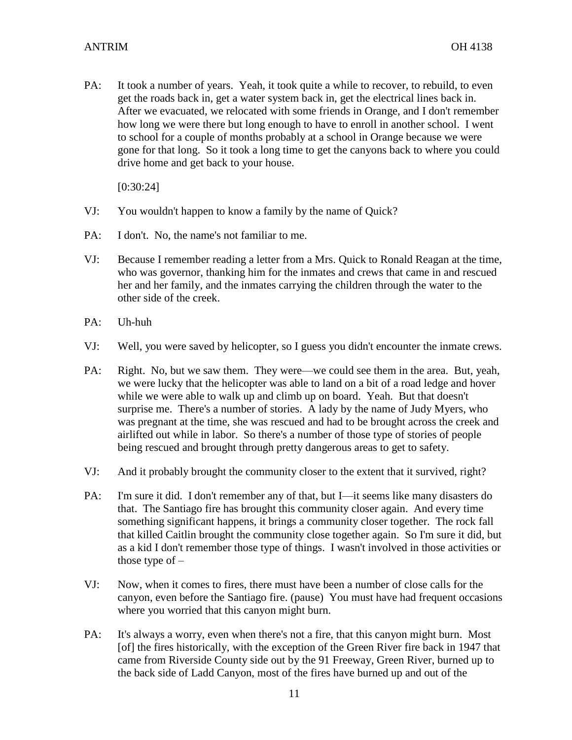PA: It took a number of years. Yeah, it took quite a while to recover, to rebuild, to even get the roads back in, get a water system back in, get the electrical lines back in. After we evacuated, we relocated with some friends in Orange, and I don't remember how long we were there but long enough to have to enroll in another school. I went to school for a couple of months probably at a school in Orange because we were gone for that long. So it took a long time to get the canyons back to where you could drive home and get back to your house.

[0:30:24]

VJ: You wouldn't happen to know a family by the name of Quick?

PA: I don't. No, the name's not familiar to me.

VJ: Because I remember reading a letter from a Mrs. Quick to Ronald Reagan at the time, who was governor, thanking him for the inmates and crews that came in and rescued her and her family, and the inmates carrying the children through the water to the other side of the creek.

PA: Uh-huh

VJ: Well, you were saved by helicopter, so I guess you didn't encounter the inmate crews.

PA: Right. No, but we saw them. They were—we could see them in the area. But, yeah, we were lucky that the helicopter was able to land on a bit of a road ledge and hover while we were able to walk up and climb up on board. Yeah. But that doesn't surprise me. There's a number of stories. A lady by the name of Judy Myers, who was pregnant at the time, she was rescued and had to be brought across the creek and airlifted out while in labor. So there's a number of those type of stories of people being rescued and brought through pretty dangerous areas to get to safety.

VJ: And it probably brought the community closer to the extent that it survived, right?

PA: I'm sure it did. I don't remember any of that, but I—it seems like many disasters do that. The Santiago fire has brought this community closer again. And every time something significant happens, it brings a community closer together. The rock fall that killed Caitlin brought the community close together again. So I'm sure it did, but as a kid I don't remember those type of things. I wasn't involved in those activities or those type of –

VJ: Now, when it comes to fires, there must have been a number of close calls for the canyon, even before the Santiago fire. (pause) You must have had frequent occasions where you worried that this canyon might burn.

PA: It's always a worry, even when there's not a fire, that this canyon might burn. Most [of] the fires historically, with the exception of the Green River fire back in 1947 that came from Riverside County side out by the 91 Freeway, Green River, burned up to the back side of Ladd Canyon, most of the fires have burned up and out of the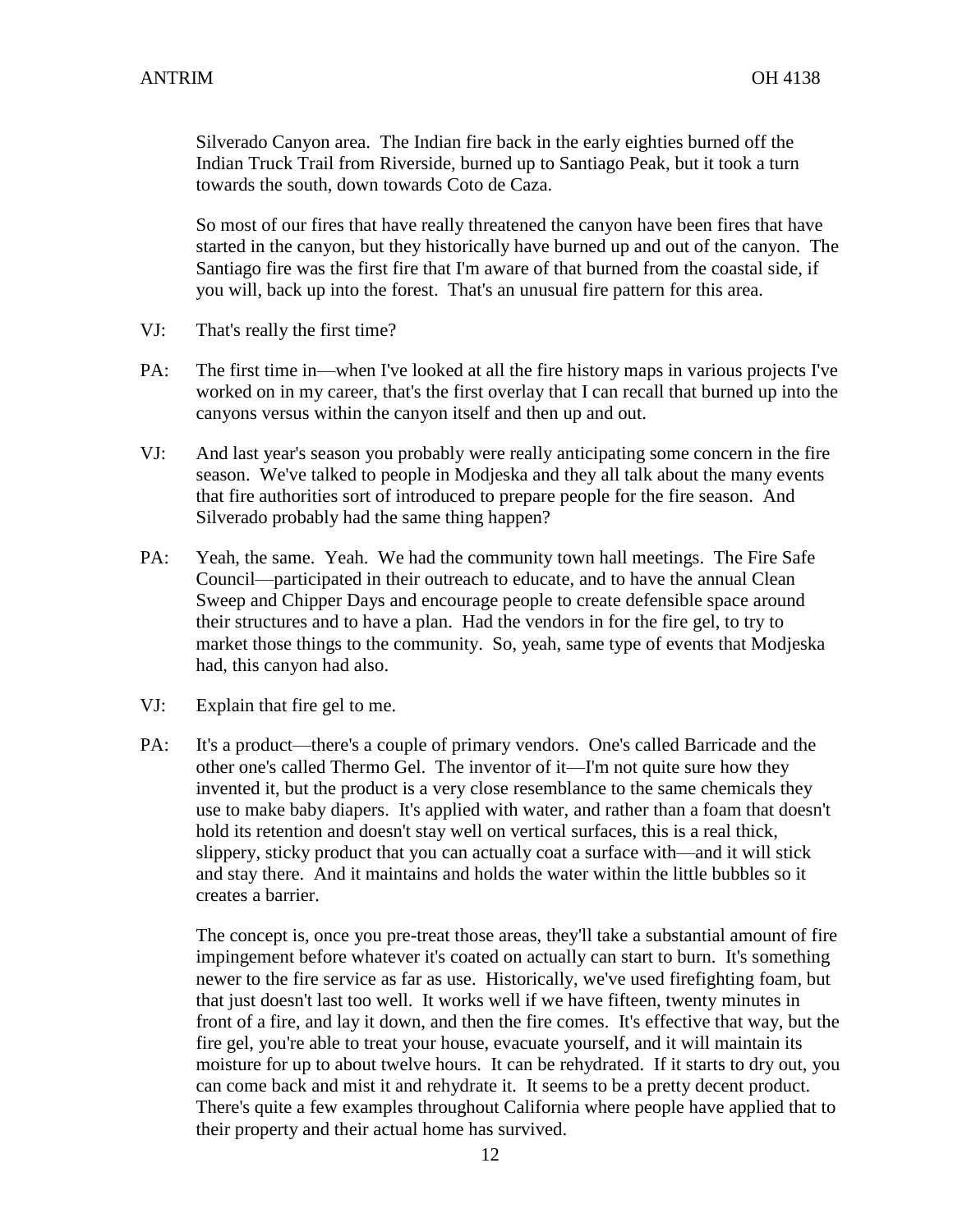Silverado Canyon area. The Indian fire back in the early eighties burned off the Indian Truck Trail from Riverside, burned up to Santiago Peak, but it took a turn towards the south, down towards Coto de Caza.

So most of our fires that have really threatened the canyon have been fires that have started in the canyon, but they historically have burned up and out of the canyon. The Santiago fire was the first fire that I'm aware of that burned from the coastal side, if you will, back up into the forest. That's an unusual fire pattern for this area.

VJ: That's really the first time?

PA: The first time in—when I've looked at all the fire history maps in various projects I've worked on in my career, that's the first overlay that I can recall that burned up into the canyons versus within the canyon itself and then up and out.

VJ: And last year's season you probably were really anticipating some concern in the fire season. We've talked to people in Modjeska and they all talk about the many events that fire authorities sort of introduced to prepare people for the fire season. And Silverado probably had the same thing happen?

PA: Yeah, the same. Yeah. We had the community town hall meetings. The Fire Safe Council—participated in their outreach to educate, and to have the annual Clean Sweep and Chipper Days and encourage people to create defensible space around their structures and to have a plan. Had the vendors in for the fire gel, to try to market those things to the community. So, yeah, same type of events that Modjeska had, this canyon had also.

VJ: Explain that fire gel to me.

PA: It's a product—there's a couple of primary vendors. One's called Barricade and the other one's called Thermo Gel. The inventor of it—I'm not quite sure how they invented it, but the product is a very close resemblance to the same chemicals they use to make baby diapers. It's applied with water, and rather than a foam that doesn't hold its retention and doesn't stay well on vertical surfaces, this is a real thick, slippery, sticky product that you can actually coat a surface with—and it will stick and stay there. And it maintains and holds the water within the little bubbles so it creates a barrier.

The concept is, once you pre-treat those areas, they'll take a substantial amount of fire impingement before whatever it's coated on actually can start to burn. It's something newer to the fire service as far as use. Historically, we've used firefighting foam, but that just doesn't last too well. It works well if we have fifteen, twenty minutes in front of a fire, and lay it down, and then the fire comes. It's effective that way, but the fire gel, you're able to treat your house, evacuate yourself, and it will maintain its moisture for up to about twelve hours. It can be rehydrated. If it starts to dry out, you can come back and mist it and rehydrate it. It seems to be a pretty decent product. There's quite a few examples throughout California where people have applied that to their property and their actual home has survived.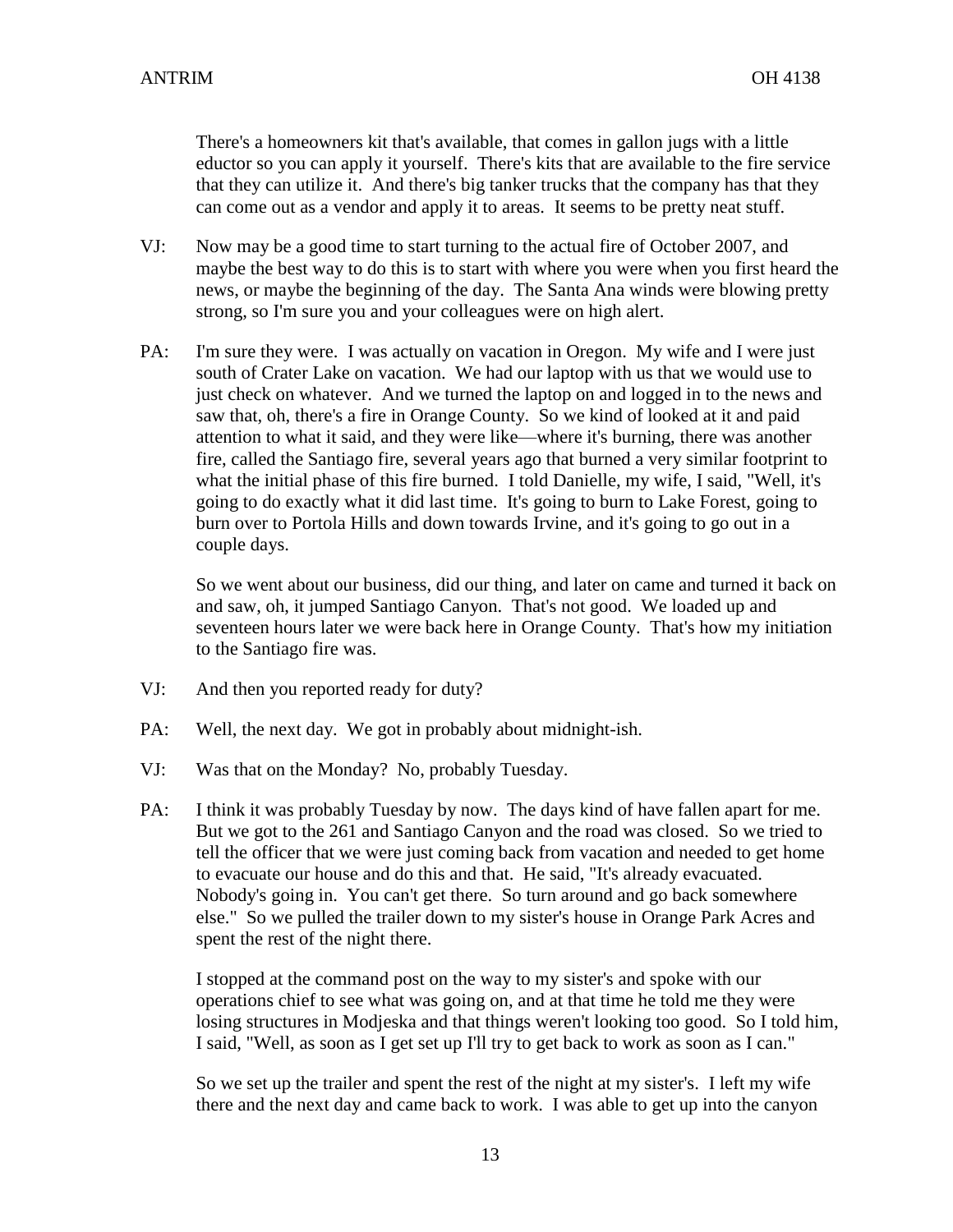There's a homeowners kit that's available, that comes in gallon jugs with a little eductor so you can apply it yourself. There's kits that are available to the fire service that they can utilize it. And there's big tanker trucks that the company has that they can come out as a vendor and apply it to areas. It seems to be pretty neat stuff.

VJ: Now may be a good time to start turning to the actual fire of October 2007, and maybe the best way to do this is to start with where you were when you first heard the news, or maybe the beginning of the day. The Santa Ana winds were blowing pretty strong, so I'm sure you and your colleagues were on high alert.

PA: I'm sure they were. I was actually on vacation in Oregon. My wife and I were just south of Crater Lake on vacation. We had our laptop with us that we would use to just check on whatever. And we turned the laptop on and logged in to the news and saw that, oh, there's a fire in Orange County. So we kind of looked at it and paid attention to what it said, and they were like—where it's burning, there was another fire, called the Santiago fire, several years ago that burned a very similar footprint to what the initial phase of this fire burned. I told Danielle, my wife, I said, "Well, it's going to do exactly what it did last time. It's going to burn to Lake Forest, going to burn over to Portola Hills and down towards Irvine, and it's going to go out in a couple days.

So we went about our business, did our thing, and later on came and turned it back on and saw, oh, it jumped Santiago Canyon. That's not good. We loaded up and seventeen hours later we were back here in Orange County. That's how my initiation to the Santiago fire was.

VJ: And then you reported ready for duty?

PA: Well, the next day. We got in probably about midnight-ish.

VJ: Was that on the Monday? No, probably Tuesday.

PA: I think it was probably Tuesday by now. The days kind of have fallen apart for me. But we got to the 261 and Santiago Canyon and the road was closed. So we tried to tell the officer that we were just coming back from vacation and needed to get home to evacuate our house and do this and that. He said, "It's already evacuated. Nobody's going in. You can't get there. So turn around and go back somewhere else." So we pulled the trailer down to my sister's house in Orange Park Acres and spent the rest of the night there.

I stopped at the command post on the way to my sister's and spoke with our operations chief to see what was going on, and at that time he told me they were losing structures in Modjeska and that things weren't looking too good. So I told him, I said, "Well, as soon as I get set up I'll try to get back to work as soon as I can."

So we set up the trailer and spent the rest of the night at my sister's. I left my wife there and the next day and came back to work. I was able to get up into the canyon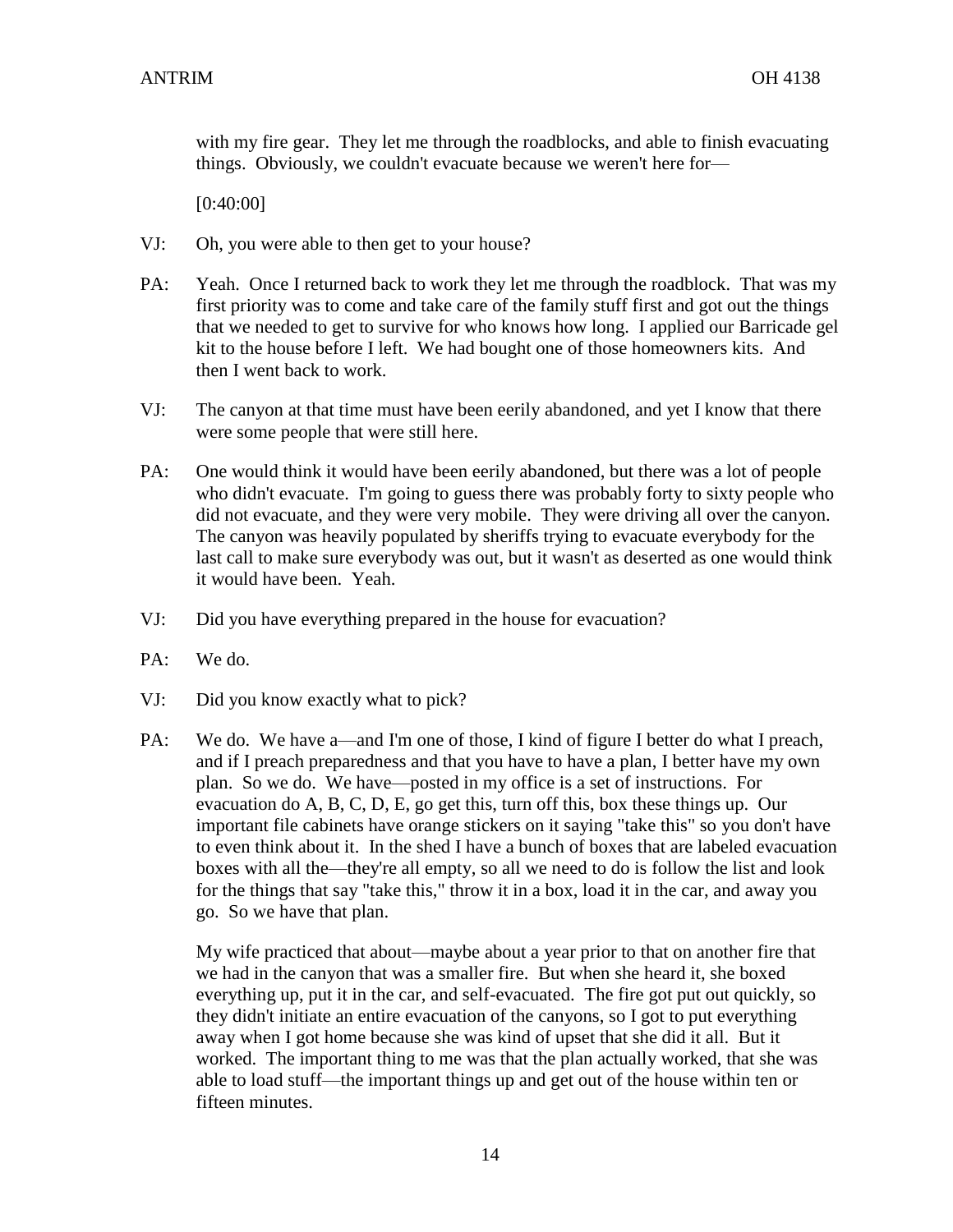with my fire gear. They let me through the roadblocks, and able to finish evacuating things. Obviously, we couldn't evacuate because we weren't here for—

[0:40:00]

VJ: Oh, you were able to then get to your house?

PA: Yeah. Once I returned back to work they let me through the roadblock. That was my first priority was to come and take care of the family stuff first and got out the things that we needed to get to survive for who knows how long. I applied our Barricade gel kit to the house before I left. We had bought one of those homeowners kits. And then I went back to work.

VJ: The canyon at that time must have been eerily abandoned, and yet I know that there were some people that were still here.

PA: One would think it would have been eerily abandoned, but there was a lot of people who didn't evacuate. I'm going to guess there was probably forty to sixty people who did not evacuate, and they were very mobile. They were driving all over the canyon. The canyon was heavily populated by sheriffs trying to evacuate everybody for the last call to make sure everybody was out, but it wasn't as deserted as one would think it would have been. Yeah.

VJ: Did you have everything prepared in the house for evacuation?

PA: We do.

VJ: Did you know exactly what to pick?

PA: We do. We have a—and I'm one of those, I kind of figure I better do what I preach, and if I preach preparedness and that you have to have a plan, I better have my own plan. So we do. We have—posted in my office is a set of instructions. For evacuation do A, B, C, D, E, go get this, turn off this, box these things up. Our important file cabinets have orange stickers on it saying "take this" so you don't have to even think about it. In the shed I have a bunch of boxes that are labeled evacuation boxes with all the—they're all empty, so all we need to do is follow the list and look for the things that say "take this," throw it in a box, load it in the car, and away you go. So we have that plan.

My wife practiced that about—maybe about a year prior to that on another fire that we had in the canyon that was a smaller fire. But when she heard it, she boxed everything up, put it in the car, and self-evacuated. The fire got put out quickly, so they didn't initiate an entire evacuation of the canyons, so I got to put everything away when I got home because she was kind of upset that she did it all. But it worked. The important thing to me was that the plan actually worked, that she was able to load stuff—the important things up and get out of the house within ten or fifteen minutes.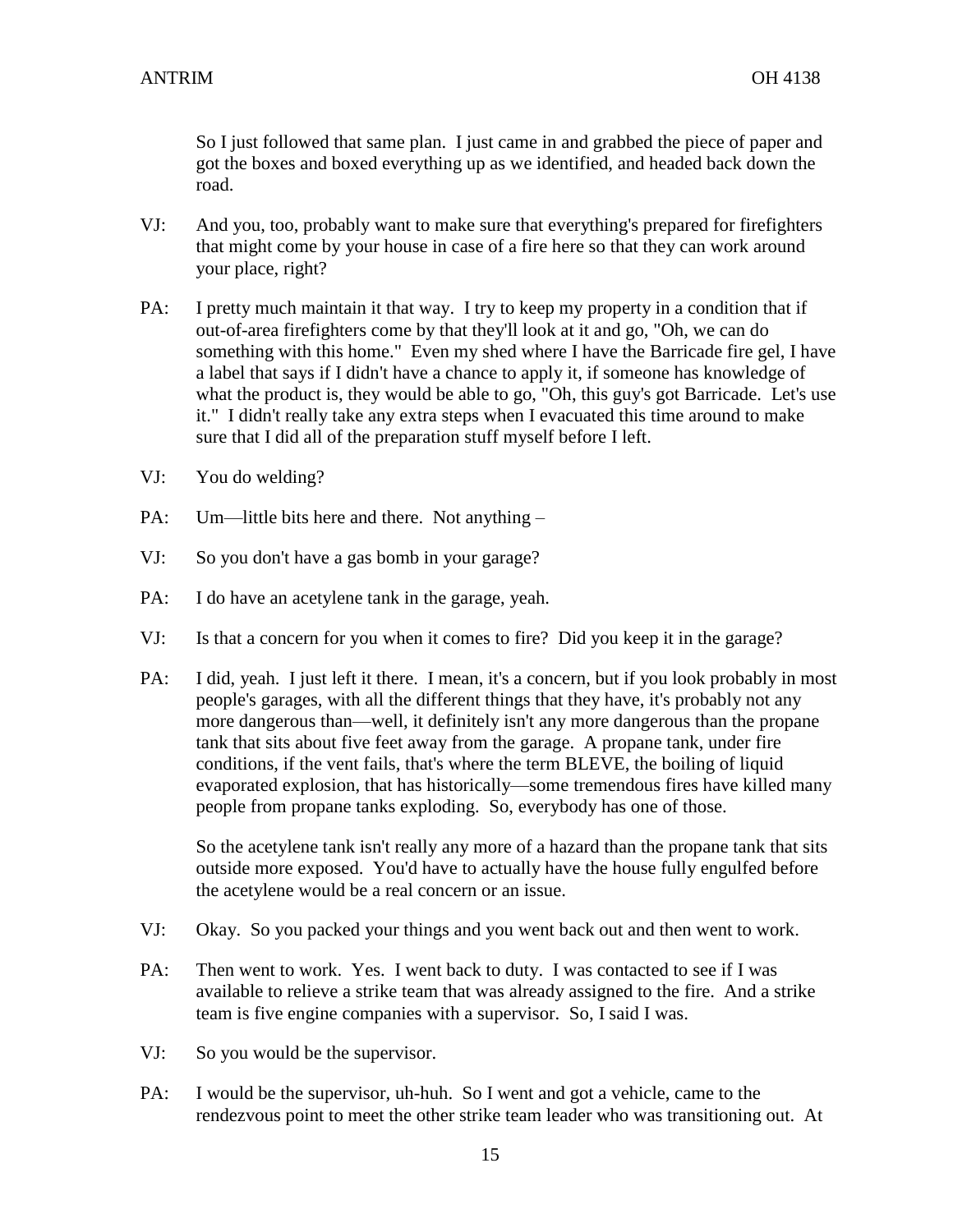So I just followed that same plan. I just came in and grabbed the piece of paper and got the boxes and boxed everything up as we identified, and headed back down the road.

VJ: And you, too, probably want to make sure that everything's prepared for firefighters that might come by your house in case of a fire here so that they can work around your place, right?

PA: I pretty much maintain it that way. I try to keep my property in a condition that if out-of-area firefighters come by that they'll look at it and go, "Oh, we can do something with this home." Even my shed where I have the Barricade fire gel, I have a label that says if I didn't have a chance to apply it, if someone has knowledge of what the product is, they would be able to go, "Oh, this guy's got Barricade. Let's use it." I didn't really take any extra steps when I evacuated this time around to make sure that I did all of the preparation stuff myself before I left.

VJ: You do welding?

PA: Um—little bits here and there. Not anything –

VJ: So you don't have a gas bomb in your garage?

PA: I do have an acetylene tank in the garage, yeah.

VJ: Is that a concern for you when it comes to fire? Did you keep it in the garage?

PA: I did, yeah. I just left it there. I mean, it's a concern, but if you look probably in most people's garages, with all the different things that they have, it's probably not any more dangerous than—well, it definitely isn't any more dangerous than the propane tank that sits about five feet away from the garage. A propane tank, under fire conditions, if the vent fails, that's where the term BLEVE, the boiling of liquid evaporated explosion, that has historically—some tremendous fires have killed many people from propane tanks exploding. So, everybody has one of those.

So the acetylene tank isn't really any more of a hazard than the propane tank that sits outside more exposed. You'd have to actually have the house fully engulfed before the acetylene would be a real concern or an issue.

VJ: Okay. So you packed your things and you went back out and then went to work.

PA: Then went to work. Yes. I went back to duty. I was contacted to see if I was available to relieve a strike team that was already assigned to the fire. And a strike team is five engine companies with a supervisor. So, I said I was.

VJ: So you would be the supervisor.

PA: I would be the supervisor, uh-huh. So I went and got a vehicle, came to the rendezvous point to meet the other strike team leader who was transitioning out. At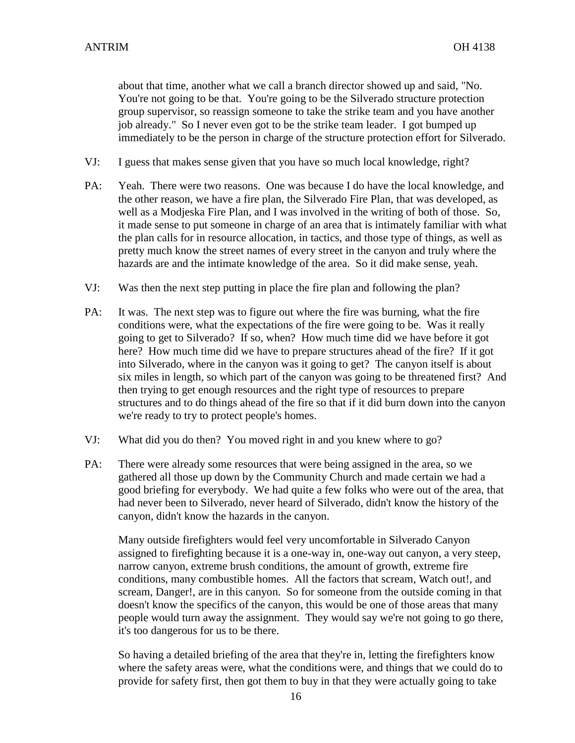about that time, another what we call a branch director showed up and said, "No. You're not going to be that. You're going to be the Silverado structure protection group supervisor, so reassign someone to take the strike team and you have another job already." So I never even got to be the strike team leader. I got bumped up immediately to be the person in charge of the structure protection effort for Silverado.

VJ: I guess that makes sense given that you have so much local knowledge, right?

PA: Yeah. There were two reasons. One was because I do have the local knowledge, and the other reason, we have a fire plan, the Silverado Fire Plan, that was developed, as well as a Modjeska Fire Plan, and I was involved in the writing of both of those. So, it made sense to put someone in charge of an area that is intimately familiar with what the plan calls for in resource allocation, in tactics, and those type of things, as well as pretty much know the street names of every street in the canyon and truly where the hazards are and the intimate knowledge of the area. So it did make sense, yeah.

VJ: Was then the next step putting in place the fire plan and following the plan?

PA: It was. The next step was to figure out where the fire was burning, what the fire conditions were, what the expectations of the fire were going to be. Was it really going to get to Silverado? If so, when? How much time did we have before it got here? How much time did we have to prepare structures ahead of the fire? If it got into Silverado, where in the canyon was it going to get? The canyon itself is about six miles in length, so which part of the canyon was going to be threatened first? And then trying to get enough resources and the right type of resources to prepare structures and to do things ahead of the fire so that if it did burn down into the canyon we're ready to try to protect people's homes.

VJ: What did you do then? You moved right in and you knew where to go?

PA: There were already some resources that were being assigned in the area, so we gathered all those up down by the Community Church and made certain we had a good briefing for everybody. We had quite a few folks who were out of the area, that had never been to Silverado, never heard of Silverado, didn't know the history of the canyon, didn't know the hazards in the canyon.

Many outside firefighters would feel very uncomfortable in Silverado Canyon assigned to firefighting because it is a one-way in, one-way out canyon, a very steep, narrow canyon, extreme brush conditions, the amount of growth, extreme fire conditions, many combustible homes. All the factors that scream, Watch out!, and scream, Danger!, are in this canyon. So for someone from the outside coming in that doesn't know the specifics of the canyon, this would be one of those areas that many people would turn away the assignment. They would say we're not going to go there, it's too dangerous for us to be there.

So having a detailed briefing of the area that they're in, letting the firefighters know where the safety areas were, what the conditions were, and things that we could do to provide for safety first, then got them to buy in that they were actually going to take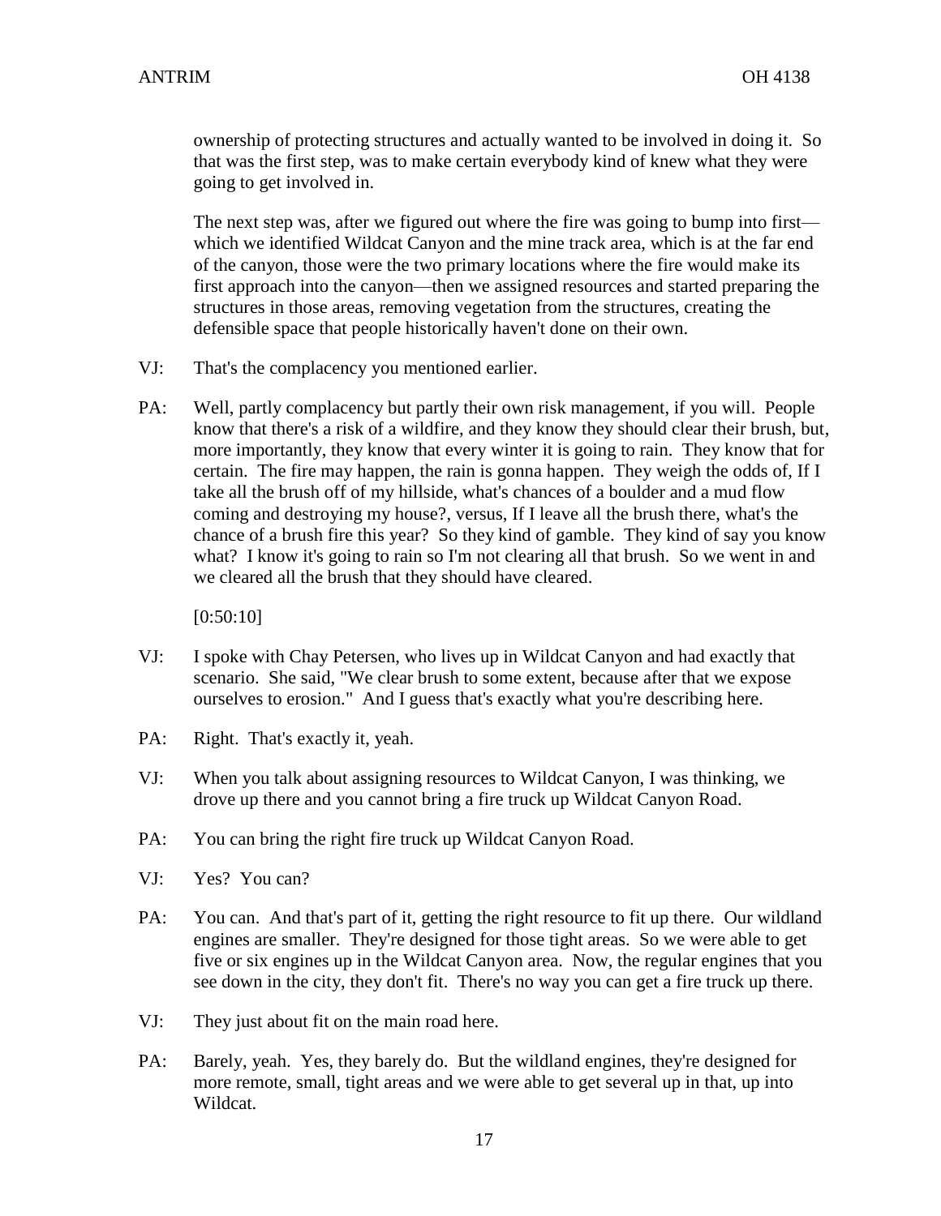ownership of protecting structures and actually wanted to be involved in doing it. So that was the first step, was to make certain everybody kind of knew what they were going to get involved in.

The next step was, after we figured out where the fire was going to bump into first—which we identified Wildcat Canyon and the mine track area, which is at the far end of the canyon, those were the two primary locations where the fire would make its first approach into the canyon—then we assigned resources and started preparing the structures in those areas, removing vegetation from the structures, creating the defensible space that people historically haven't done on their own.

VJ: That's the complacency you mentioned earlier.

PA: Well, partly complacency but partly their own risk management, if you will. People know that there's a risk of a wildfire, and they know they should clear their brush, but, more importantly, they know that every winter it is going to rain. They know that for certain. The fire may happen, the rain is gonna happen. They weigh the odds of, If I take all the brush off of my hillside, what's chances of a boulder and a mud flow coming and destroying my house?, versus, If I leave all the brush there, what's the chance of a brush fire this year? So they kind of gamble. They kind of say you know what? I know it's going to rain so I'm not clearing all that brush. So we went in and we cleared all the brush that they should have cleared.

[0:50:10]

VJ: I spoke with Chay Petersen, who lives up in Wildcat Canyon and had exactly that scenario. She said, "We clear brush to some extent, because after that we expose ourselves to erosion." And I guess that's exactly what you're describing here.

PA: Right. That's exactly it, yeah.

VJ: When you talk about assigning resources to Wildcat Canyon, I was thinking, we drove up there and you cannot bring a fire truck up Wildcat Canyon Road.

PA: You can bring the right fire truck up Wildcat Canyon Road.

VJ: Yes? You can?

PA: You can. And that's part of it, getting the right resource to fit up there. Our wildland engines are smaller. They're designed for those tight areas. So we were able to get five or six engines up in the Wildcat Canyon area. Now, the regular engines that you see down in the city, they don't fit. There's no way you can get a fire truck up there.

VJ: They just about fit on the main road here.

PA: Barely, yeah. Yes, they barely do. But the wildland engines, they're designed for more remote, small, tight areas and we were able to get several up in that, up into Wildcat.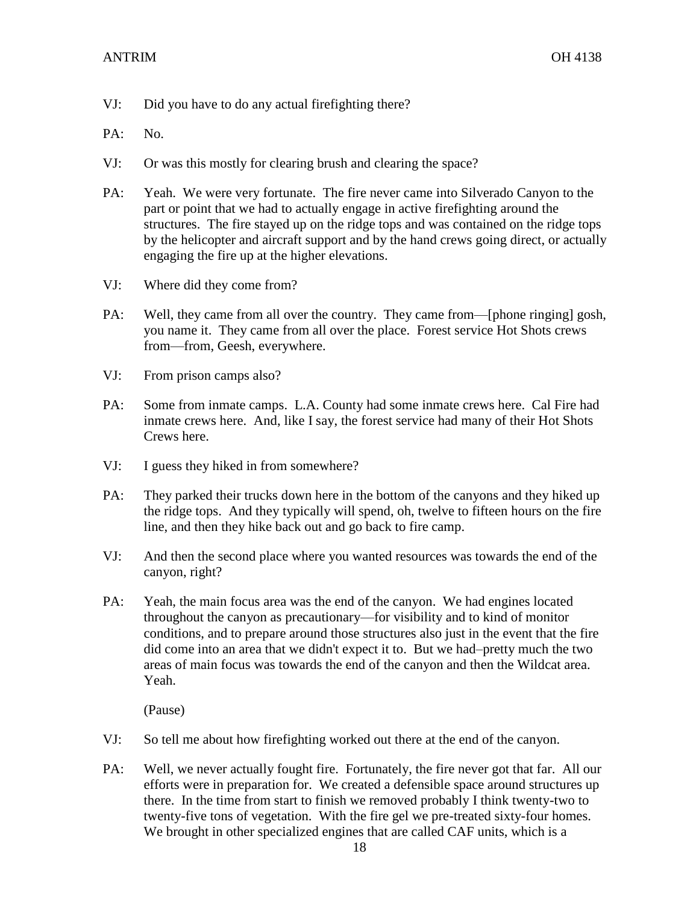VJ: Did you have to do any actual firefighting there?

PA: No.

VJ: Or was this mostly for clearing brush and clearing the space?

PA: Yeah. We were very fortunate. The fire never came into Silverado Canyon to the part or point that we had to actually engage in active firefighting around the structures. The fire stayed up on the ridge tops and was contained on the ridge tops by the helicopter and aircraft support and by the hand crews going direct, or actually engaging the fire up at the higher elevations.

VJ: Where did they come from?

PA: Well, they came from all over the country. They came from—[phone ringing] gosh, you name it. They came from all over the place. Forest service Hot Shots crews from—from, Geesh, everywhere.

VJ: From prison camps also?

PA: Some from inmate camps. L.A. County had some inmate crews here. Cal Fire had inmate crews here. And, like I say, the forest service had many of their Hot Shots Crews here.

VJ: I guess they hiked in from somewhere?

PA: They parked their trucks down here in the bottom of the canyons and they hiked up the ridge tops. And they typically will spend, oh, twelve to fifteen hours on the fire line, and then they hike back out and go back to fire camp.

VJ: And then the second place where you wanted resources was towards the end of the canyon, right?

PA: Yeah, the main focus area was the end of the canyon. We had engines located throughout the canyon as precautionary—for visibility and to kind of monitor conditions, and to prepare around those structures also just in the event that the fire did come into an area that we didn't expect it to. But we had–pretty much the two areas of main focus was towards the end of the canyon and then the Wildcat area. Yeah.

(Pause)

VJ: So tell me about how firefighting worked out there at the end of the canyon.

PA: Well, we never actually fought fire. Fortunately, the fire never got that far. All our efforts were in preparation for. We created a defensible space around structures up there. In the time from start to finish we removed probably I think twenty-two to twenty-five tons of vegetation. With the fire gel we pre-treated sixty-four homes. We brought in other specialized engines that are called CAF units, which is a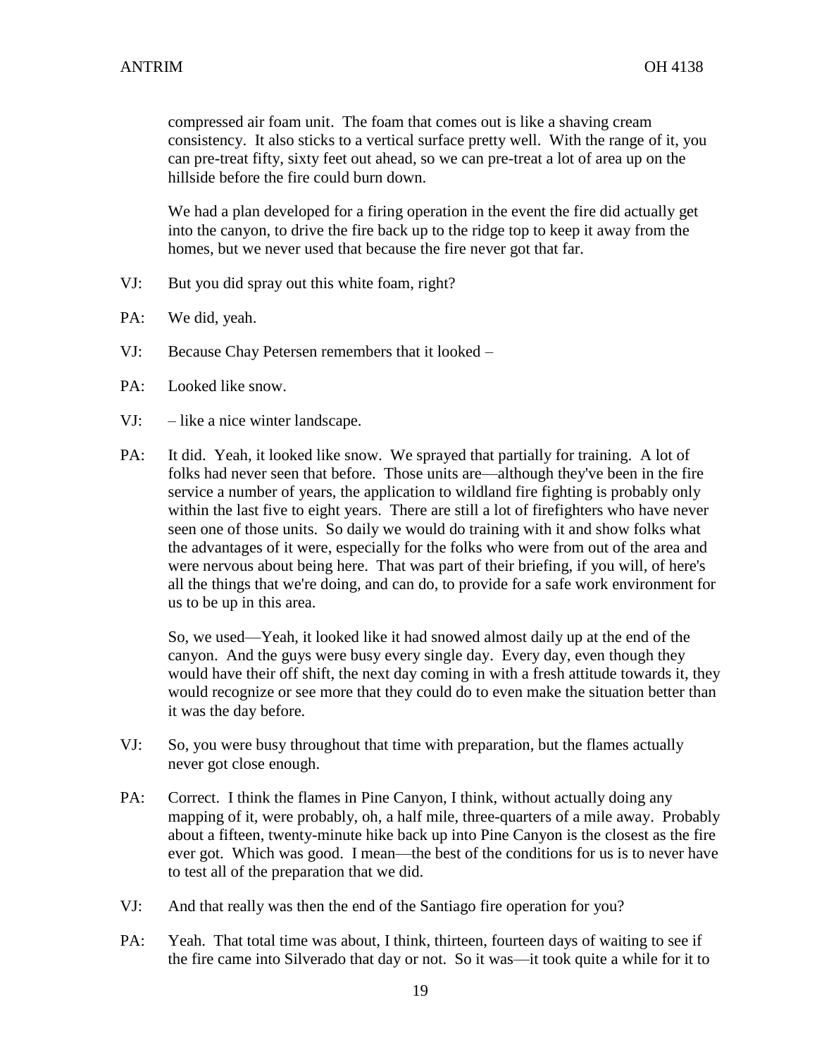compressed air foam unit. The foam that comes out is like a shaving cream consistency. It also sticks to a vertical surface pretty well. With the range of it, you can pre-treat fifty, sixty feet out ahead, so we can pre-treat a lot of area up on the hillside before the fire could burn down.

We had a plan developed for a firing operation in the event the fire did actually get into the canyon, to drive the fire back up to the ridge top to keep it away from the homes, but we never used that because the fire never got that far.

VJ: But you did spray out this white foam, right?

PA: We did, yeah.

VJ: Because Chay Petersen remembers that it looked –

PA: Looked like snow.

VJ: – like a nice winter landscape.

PA: It did. Yeah, it looked like snow. We sprayed that partially for training. A lot of folks had never seen that before. Those units are—although they've been in the fire service a number of years, the application to wildland fire fighting is probably only within the last five to eight years. There are still a lot of firefighters who have never seen one of those units. So daily we would do training with it and show folks what the advantages of it were, especially for the folks who were from out of the area and were nervous about being here. That was part of their briefing, if you will, of here's all the things that we're doing, and can do, to provide for a safe work environment for us to be up in this area.

So, we used—Yeah, it looked like it had snowed almost daily up at the end of the canyon. And the guys were busy every single day. Every day, even though they would have their off shift, the next day coming in with a fresh attitude towards it, they would recognize or see more that they could do to even make the situation better than it was the day before.

VJ: So, you were busy throughout that time with preparation, but the flames actually never got close enough.

PA: Correct. I think the flames in Pine Canyon, I think, without actually doing any mapping of it, were probably, oh, a half mile, three-quarters of a mile away. Probably about a fifteen, twenty-minute hike back up into Pine Canyon is the closest as the fire ever got. Which was good. I mean—the best of the conditions for us is to never have to test all of the preparation that we did.

VJ: And that really was then the end of the Santiago fire operation for you?

PA: Yeah. That total time was about, I think, thirteen, fourteen days of waiting to see if the fire came into Silverado that day or not. So it was—it took quite a while for it to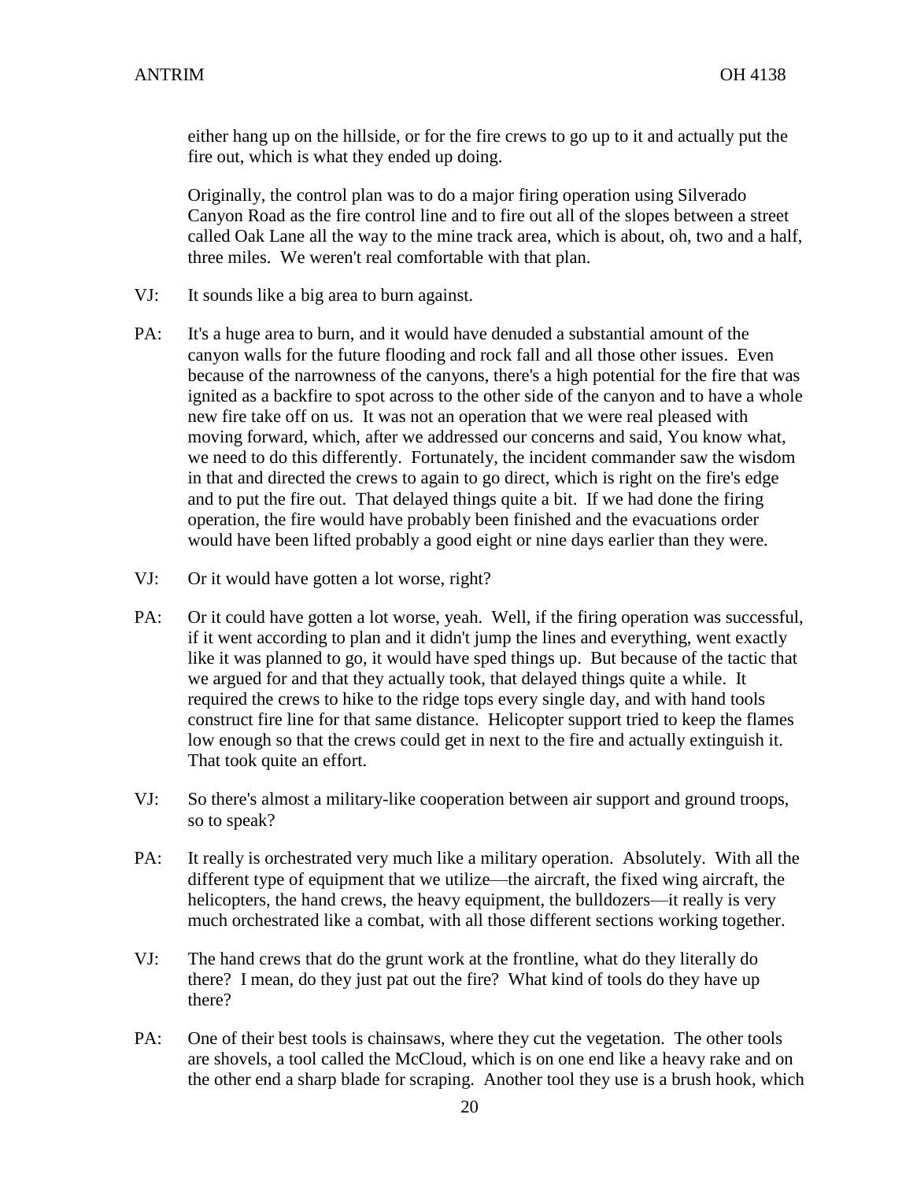either hang up on the hillside, or for the fire crews to go up to it and actually put the fire out, which is what they ended up doing.

Originally, the control plan was to do a major firing operation using Silverado Canyon Road as the fire control line and to fire out all of the slopes between a street called Oak Lane all the way to the mine track area, which is about, oh, two and a half, three miles. We weren't real comfortable with that plan.

VJ: It sounds like a big area to burn against.

PA: It's a huge area to burn, and it would have denuded a substantial amount of the canyon walls for the future flooding and rock fall and all those other issues. Even because of the narrowness of the canyons, there's a high potential for the fire that was ignited as a backfire to spot across to the other side of the canyon and to have a whole new fire take off on us. It was not an operation that we were real pleased with moving forward, which, after we addressed our concerns and said, You know what, we need to do this differently. Fortunately, the incident commander saw the wisdom in that and directed the crews to again to go direct, which is right on the fire's edge and to put the fire out. That delayed things quite a bit. If we had done the firing operation, the fire would have probably been finished and the evacuations order would have been lifted probably a good eight or nine days earlier than they were.

VJ: Or it would have gotten a lot worse, right?

PA: Or it could have gotten a lot worse, yeah. Well, if the firing operation was successful, if it went according to plan and it didn't jump the lines and everything, went exactly like it was planned to go, it would have sped things up. But because of the tactic that we argued for and that they actually took, that delayed things quite a while. It required the crews to hike to the ridge tops every single day, and with hand tools construct fire line for that same distance. Helicopter support tried to keep the flames low enough so that the crews could get in next to the fire and actually extinguish it. That took quite an effort.

VJ: So there's almost a military-like cooperation between air support and ground troops, so to speak?

PA: It really is orchestrated very much like a military operation. Absolutely. With all the different type of equipment that we utilize—the aircraft, the fixed wing aircraft, the helicopters, the hand crews, the heavy equipment, the bulldozers—it really is very much orchestrated like a combat, with all those different sections working together.

VJ: The hand crews that do the grunt work at the frontline, what do they literally do there? I mean, do they just pat out the fire? What kind of tools do they have up there?

PA: One of their best tools is chainsaws, where they cut the vegetation. The other tools are shovels, a tool called the McCloud, which is on one end like a heavy rake and on the other end a sharp blade for scraping. Another tool they use is a brush hook, which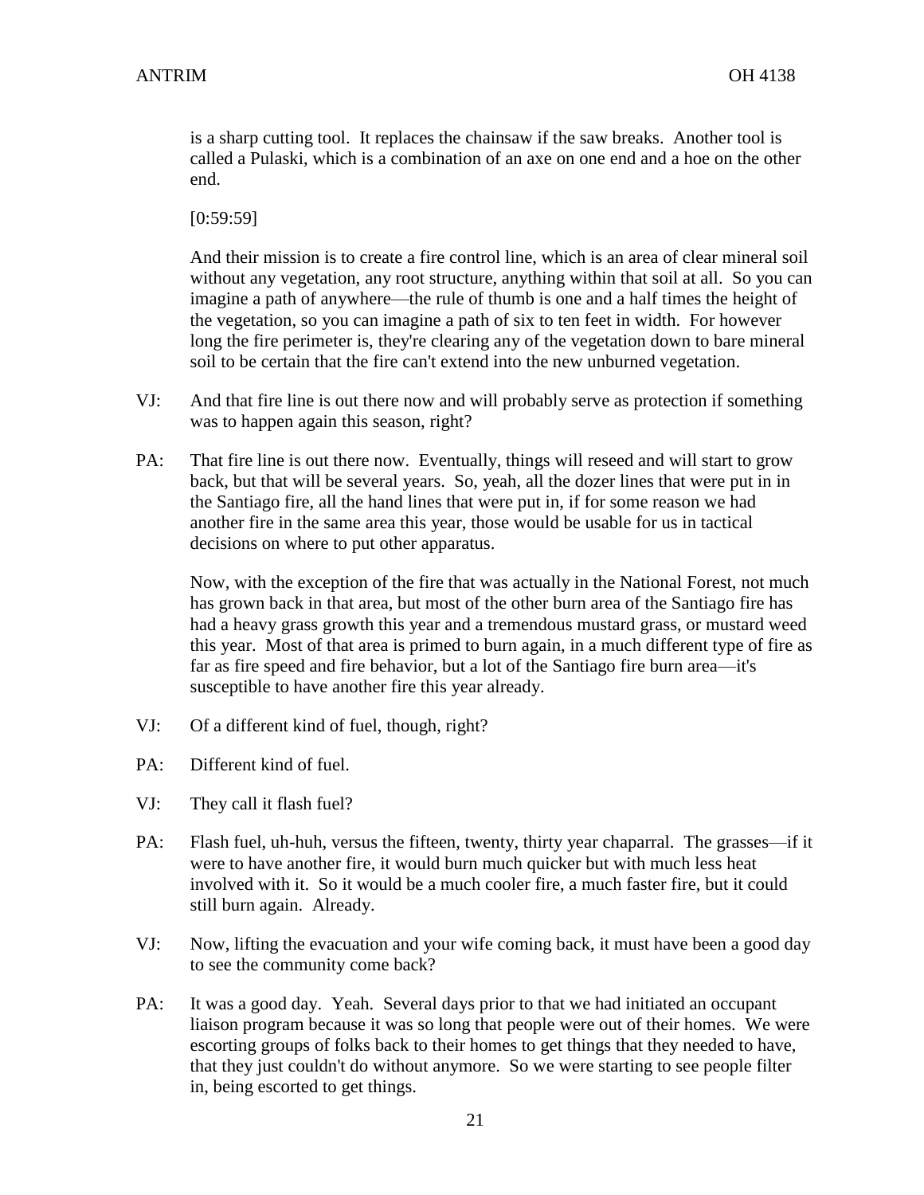is a sharp cutting tool. It replaces the chainsaw if the saw breaks. Another tool is called a Pulaski, which is a combination of an axe on one end and a hoe on the other end.

[0:59:59]

And their mission is to create a fire control line, which is an area of clear mineral soil without any vegetation, any root structure, anything within that soil at all. So you can imagine a path of anywhere—the rule of thumb is one and a half times the height of the vegetation, so you can imagine a path of six to ten feet in width. For however long the fire perimeter is, they're clearing any of the vegetation down to bare mineral soil to be certain that the fire can't extend into the new unburned vegetation.

VJ: And that fire line is out there now and will probably serve as protection if something was to happen again this season, right?

PA: That fire line is out there now. Eventually, things will reseed and will start to grow back, but that will be several years. So, yeah, all the dozer lines that were put in in the Santiago fire, all the hand lines that were put in, if for some reason we had another fire in the same area this year, those would be usable for us in tactical decisions on where to put other apparatus.

Now, with the exception of the fire that was actually in the National Forest, not much has grown back in that area, but most of the other burn area of the Santiago fire has had a heavy grass growth this year and a tremendous mustard grass, or mustard weed this year. Most of that area is primed to burn again, in a much different type of fire as far as fire speed and fire behavior, but a lot of the Santiago fire burn area—it's susceptible to have another fire this year already.

VJ: Of a different kind of fuel, though, right?

PA: Different kind of fuel.

VJ: They call it flash fuel?

PA: Flash fuel, uh-huh, versus the fifteen, twenty, thirty year chaparral. The grasses—if it were to have another fire, it would burn much quicker but with much less heat involved with it. So it would be a much cooler fire, a much faster fire, but it could still burn again. Already.

VJ: Now, lifting the evacuation and your wife coming back, it must have been a good day to see the community come back?

PA: It was a good day. Yeah. Several days prior to that we had initiated an occupant liaison program because it was so long that people were out of their homes. We were escorting groups of folks back to their homes to get things that they needed to have, that they just couldn't do without anymore. So we were starting to see people filter in, being escorted to get things.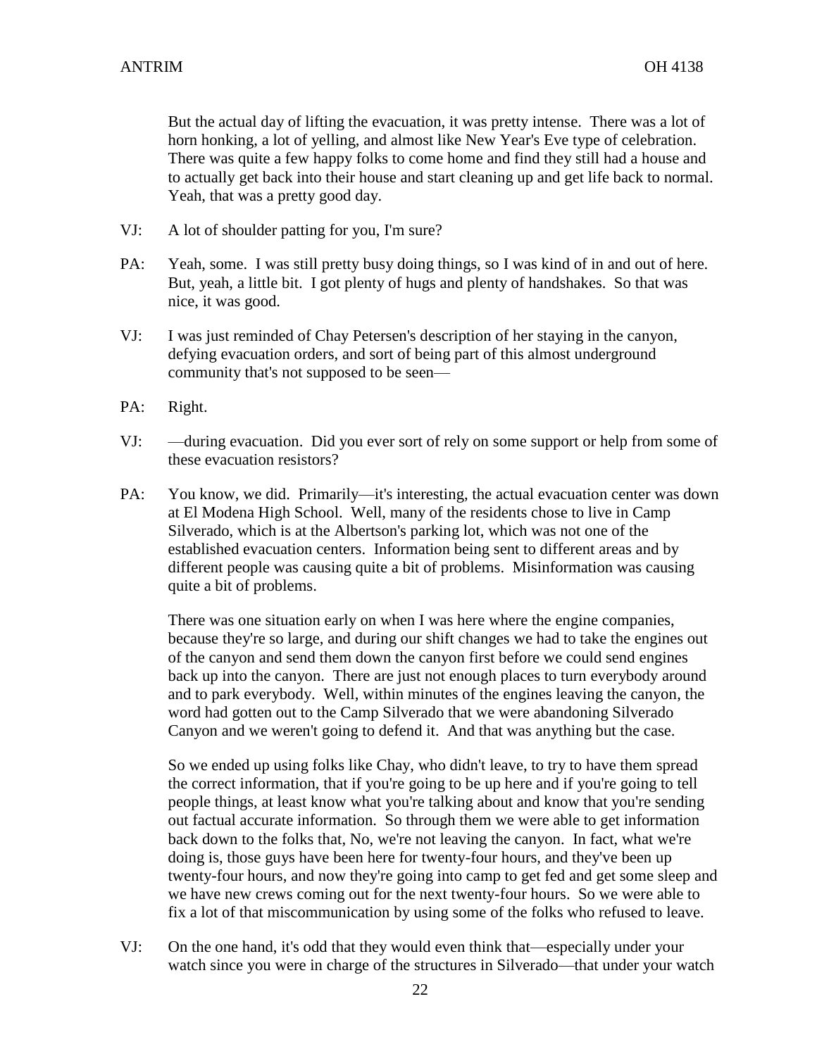But the actual day of lifting the evacuation, it was pretty intense. There was a lot of horn honking, a lot of yelling, and almost like New Year's Eve type of celebration. There was quite a few happy folks to come home and find they still had a house and to actually get back into their house and start cleaning up and get life back to normal. Yeah, that was a pretty good day.

VJ: A lot of shoulder patting for you, I'm sure?

PA: Yeah, some. I was still pretty busy doing things, so I was kind of in and out of here. But, yeah, a little bit. I got plenty of hugs and plenty of handshakes. So that was nice, it was good.

VJ: I was just reminded of Chay Petersen's description of her staying in the canyon, defying evacuation orders, and sort of being part of this almost underground community that's not supposed to be seen—

PA: Right.

VJ: —during evacuation. Did you ever sort of rely on some support or help from some of these evacuation resistors?

PA: You know, we did. Primarily—it's interesting, the actual evacuation center was down at El Modena High School. Well, many of the residents chose to live in Camp Silverado, which is at the Albertson's parking lot, which was not one of the established evacuation centers. Information being sent to different areas and by different people was causing quite a bit of problems. Misinformation was causing quite a bit of problems.

There was one situation early on when I was here where the engine companies, because they're so large, and during our shift changes we had to take the engines out of the canyon and send them down the canyon first before we could send engines back up into the canyon. There are just not enough places to turn everybody around and to park everybody. Well, within minutes of the engines leaving the canyon, the word had gotten out to the Camp Silverado that we were abandoning Silverado Canyon and we weren't going to defend it. And that was anything but the case.

So we ended up using folks like Chay, who didn't leave, to try to have them spread the correct information, that if you're going to be up here and if you're going to tell people things, at least know what you're talking about and know that you're sending out factual accurate information. So through them we were able to get information back down to the folks that, No, we're not leaving the canyon. In fact, what we're doing is, those guys have been here for twenty-four hours, and they've been up twenty-four hours, and now they're going into camp to get fed and get some sleep and we have new crews coming out for the next twenty-four hours. So we were able to fix a lot of that miscommunication by using some of the folks who refused to leave.

VJ: On the one hand, it's odd that they would even think that—especially under your watch since you were in charge of the structures in Silverado—that under your watch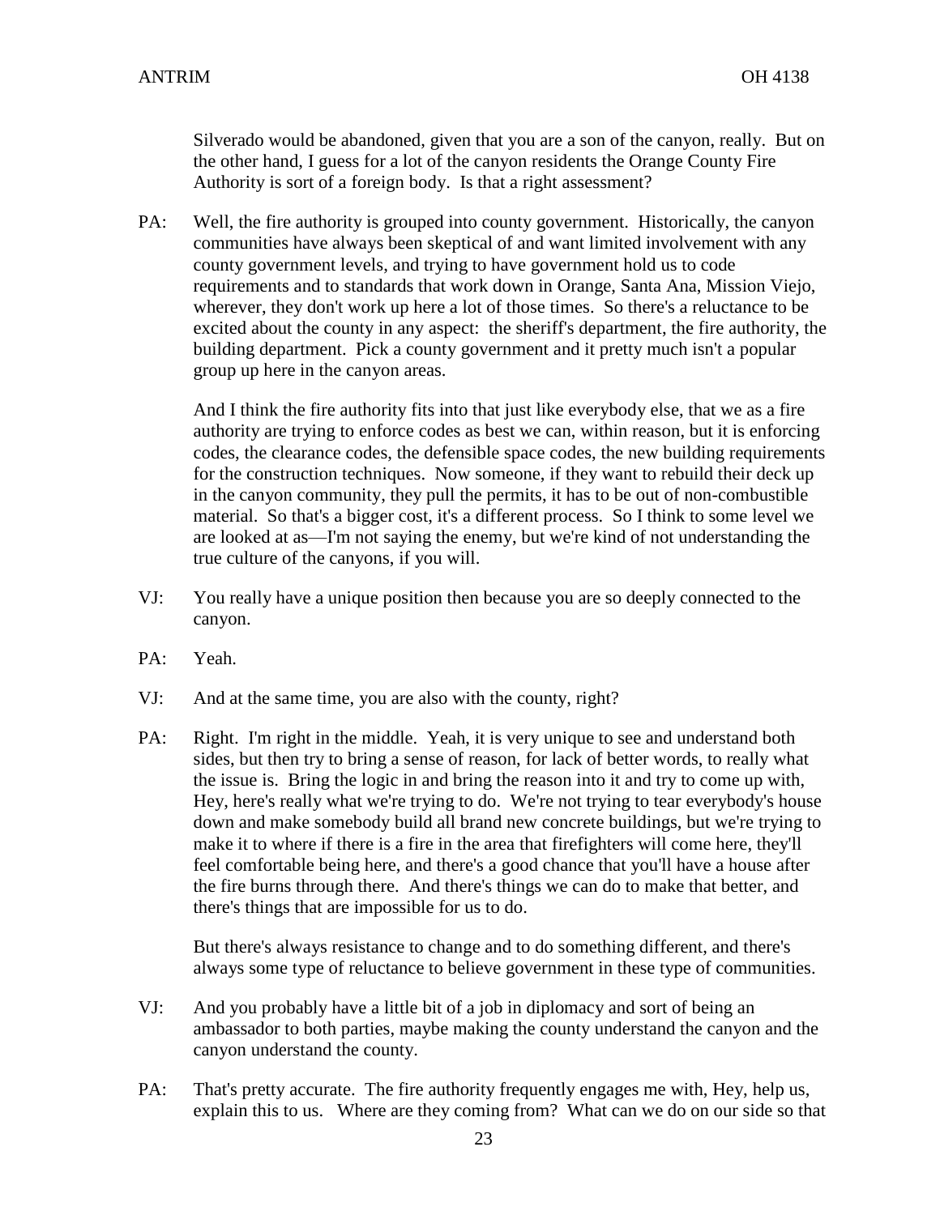Silverado would be abandoned, given that you are a son of the canyon, really. But on the other hand, I guess for a lot of the canyon residents the Orange County Fire Authority is sort of a foreign body. Is that a right assessment?

PA: Well, the fire authority is grouped into county government. Historically, the canyon communities have always been skeptical of and want limited involvement with any county government levels, and trying to have government hold us to code requirements and to standards that work down in Orange, Santa Ana, Mission Viejo, wherever, they don't work up here a lot of those times. So there's a reluctance to be excited about the county in any aspect: the sheriff's department, the fire authority, the building department. Pick a county government and it pretty much isn't a popular group up here in the canyon areas.

And I think the fire authority fits into that just like everybody else, that we as a fire authority are trying to enforce codes as best we can, within reason, but it is enforcing codes, the clearance codes, the defensible space codes, the new building requirements for the construction techniques. Now someone, if they want to rebuild their deck up in the canyon community, they pull the permits, it has to be out of non-combustible material. So that's a bigger cost, it's a different process. So I think to some level we are looked at as—I'm not saying the enemy, but we're kind of not understanding the true culture of the canyons, if you will.

VJ: You really have a unique position then because you are so deeply connected to the canyon.

PA: Yeah.

VJ: And at the same time, you are also with the county, right?

PA: Right. I'm right in the middle. Yeah, it is very unique to see and understand both sides, but then try to bring a sense of reason, for lack of better words, to really what the issue is. Bring the logic in and bring the reason into it and try to come up with, Hey, here's really what we're trying to do. We're not trying to tear everybody's house down and make somebody build all brand new concrete buildings, but we're trying to make it to where if there is a fire in the area that firefighters will come here, they'll feel comfortable being here, and there's a good chance that you'll have a house after the fire burns through there. And there's things we can do to make that better, and there's things that are impossible for us to do.

But there's always resistance to change and to do something different, and there's always some type of reluctance to believe government in these type of communities.

VJ: And you probably have a little bit of a job in diplomacy and sort of being an ambassador to both parties, maybe making the county understand the canyon and the canyon understand the county.

PA: That's pretty accurate. The fire authority frequently engages me with, Hey, help us, explain this to us. Where are they coming from? What can we do on our side so that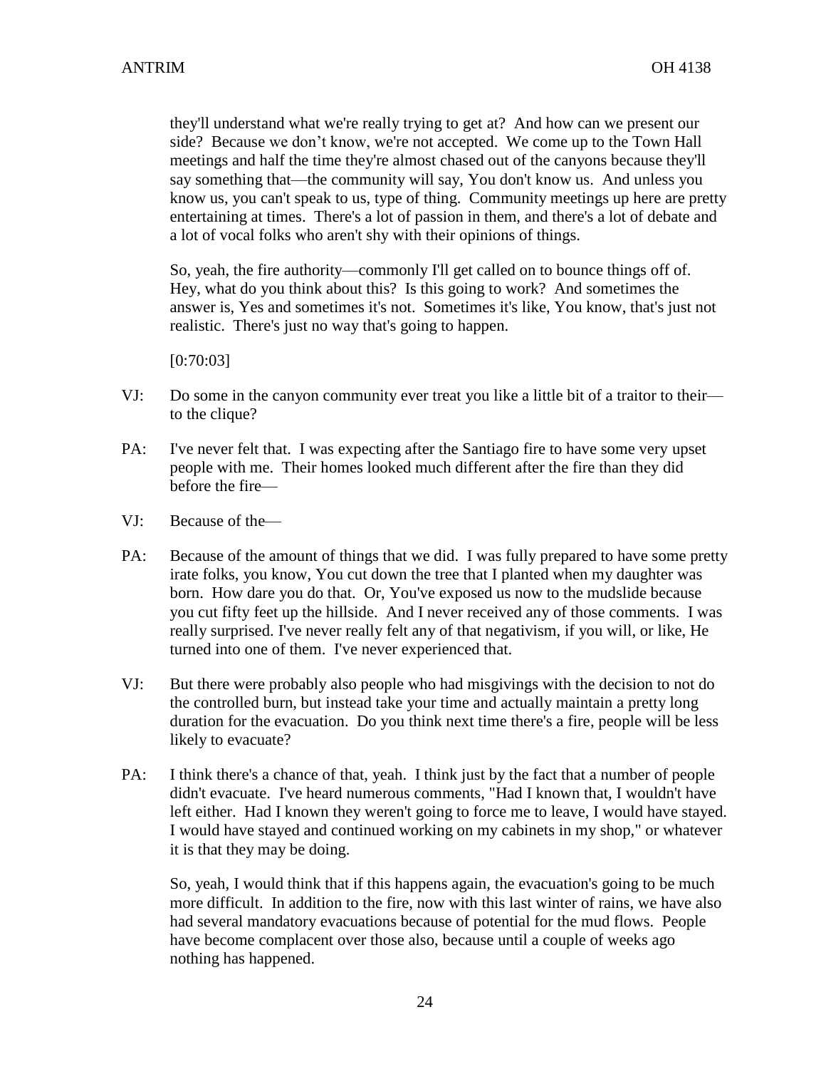they'll understand what we're really trying to get at? And how can we present our side? Because we don't know, we're not accepted. We come up to the Town Hall meetings and half the time they're almost chased out of the canyons because they'll say something that—the community will say, You don't know us. And unless you know us, you can't speak to us, type of thing. Community meetings up here are pretty entertaining at times. There's a lot of passion in them, and there's a lot of debate and a lot of vocal folks who aren't shy with their opinions of things.

So, yeah, the fire authority—commonly I'll get called on to bounce things off of. Hey, what do you think about this? Is this going to work? And sometimes the answer is, Yes and sometimes it's not. Sometimes it's like, You know, that's just not realistic. There's just no way that's going to happen.

[0:70:03]

VJ: Do some in the canyon community ever treat you like a little bit of a traitor to their—to the clique?

PA: I've never felt that. I was expecting after the Santiago fire to have some very upset people with me. Their homes looked much different after the fire than they did before the fire—

VJ: Because of the—

PA: Because of the amount of things that we did. I was fully prepared to have some pretty irate folks, you know, You cut down the tree that I planted when my daughter was born. How dare you do that. Or, You've exposed us now to the mudslide because you cut fifty feet up the hillside. And I never received any of those comments. I was really surprised. I've never really felt any of that negativism, if you will, or like, He turned into one of them. I've never experienced that.

VJ: But there were probably also people who had misgivings with the decision to not do the controlled burn, but instead take your time and actually maintain a pretty long duration for the evacuation. Do you think next time there's a fire, people will be less likely to evacuate?

PA: I think there's a chance of that, yeah. I think just by the fact that a number of people didn't evacuate. I've heard numerous comments, "Had I known that, I wouldn't have left either. Had I known they weren't going to force me to leave, I would have stayed. I would have stayed and continued working on my cabinets in my shop," or whatever it is that they may be doing.

So, yeah, I would think that if this happens again, the evacuation's going to be much more difficult. In addition to the fire, now with this last winter of rains, we have also had several mandatory evacuations because of potential for the mud flows. People have become complacent over those also, because until a couple of weeks ago nothing has happened.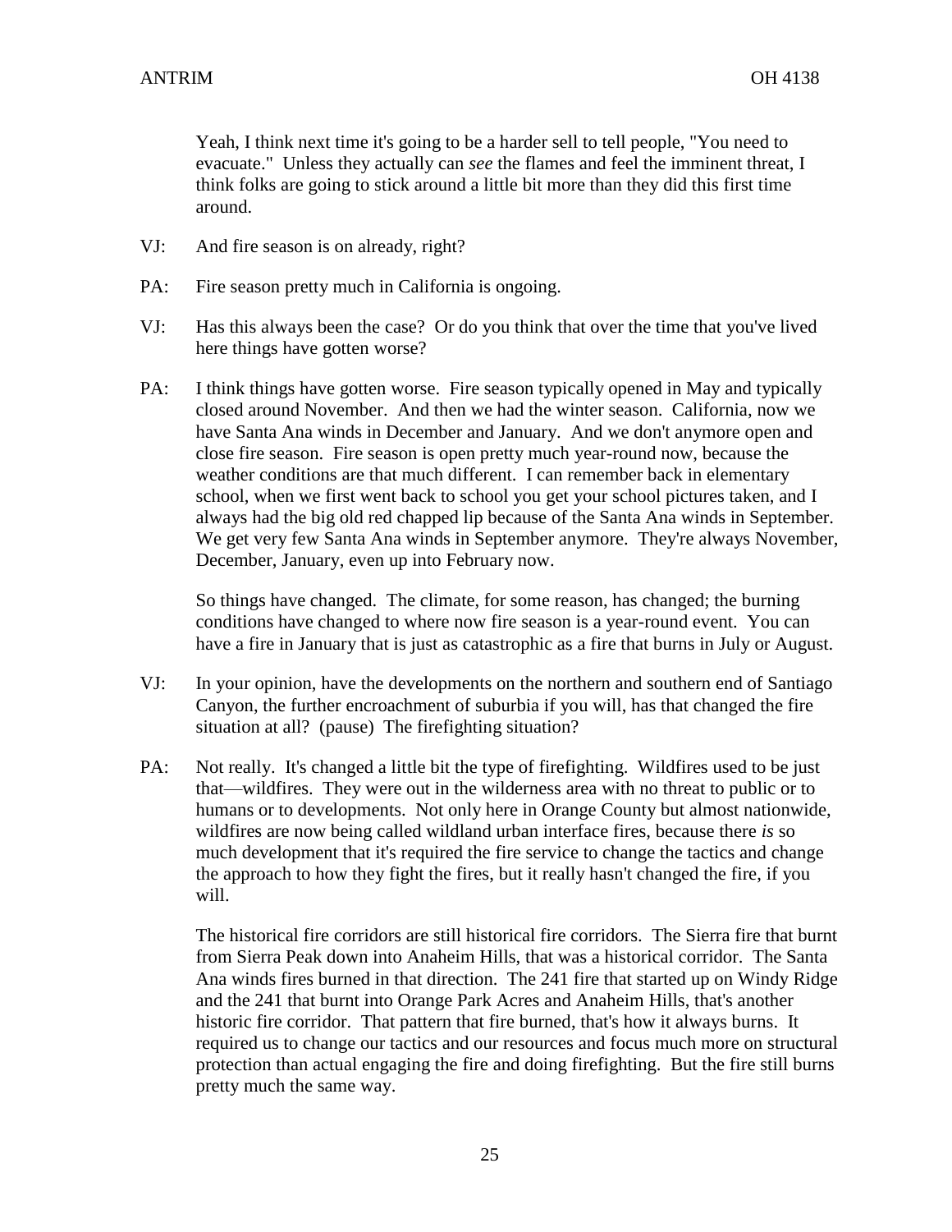Yeah, I think next time it's going to be a harder sell to tell people, "You need to evacuate." Unless they actually can *see* the flames and feel the imminent threat, I think folks are going to stick around a little bit more than they did this first time around.

VJ: And fire season is on already, right?

PA: Fire season pretty much in California is ongoing.

VJ: Has this always been the case? Or do you think that over the time that you've lived here things have gotten worse?

PA: I think things have gotten worse. Fire season typically opened in May and typically closed around November. And then we had the winter season. California, now we have Santa Ana winds in December and January. And we don't anymore open and close fire season. Fire season is open pretty much year-round now, because the weather conditions are that much different. I can remember back in elementary school, when we first went back to school you get your school pictures taken, and I always had the big old red chapped lip because of the Santa Ana winds in September. We get very few Santa Ana winds in September anymore. They're always November, December, January, even up into February now.

So things have changed. The climate, for some reason, has changed; the burning conditions have changed to where now fire season is a year-round event. You can have a fire in January that is just as catastrophic as a fire that burns in July or August.

VJ: In your opinion, have the developments on the northern and southern end of Santiago Canyon, the further encroachment of suburbia if you will, has that changed the fire situation at all? (pause) The firefighting situation?

PA: Not really. It's changed a little bit the type of firefighting. Wildfires used to be just that—wildfires. They were out in the wilderness area with no threat to public or to humans or to developments. Not only here in Orange County but almost nationwide, wildfires are now being called wildland urban interface fires, because there *is* so much development that it's required the fire service to change the tactics and change the approach to how they fight the fires, but it really hasn't changed the fire, if you will.

The historical fire corridors are still historical fire corridors. The Sierra fire that burnt from Sierra Peak down into Anaheim Hills, that was a historical corridor. The Santa Ana winds fires burned in that direction. The 241 fire that started up on Windy Ridge and the 241 that burnt into Orange Park Acres and Anaheim Hills, that's another historic fire corridor. That pattern that fire burned, that's how it always burns. It required us to change our tactics and our resources and focus much more on structural protection than actual engaging the fire and doing firefighting. But the fire still burns pretty much the same way.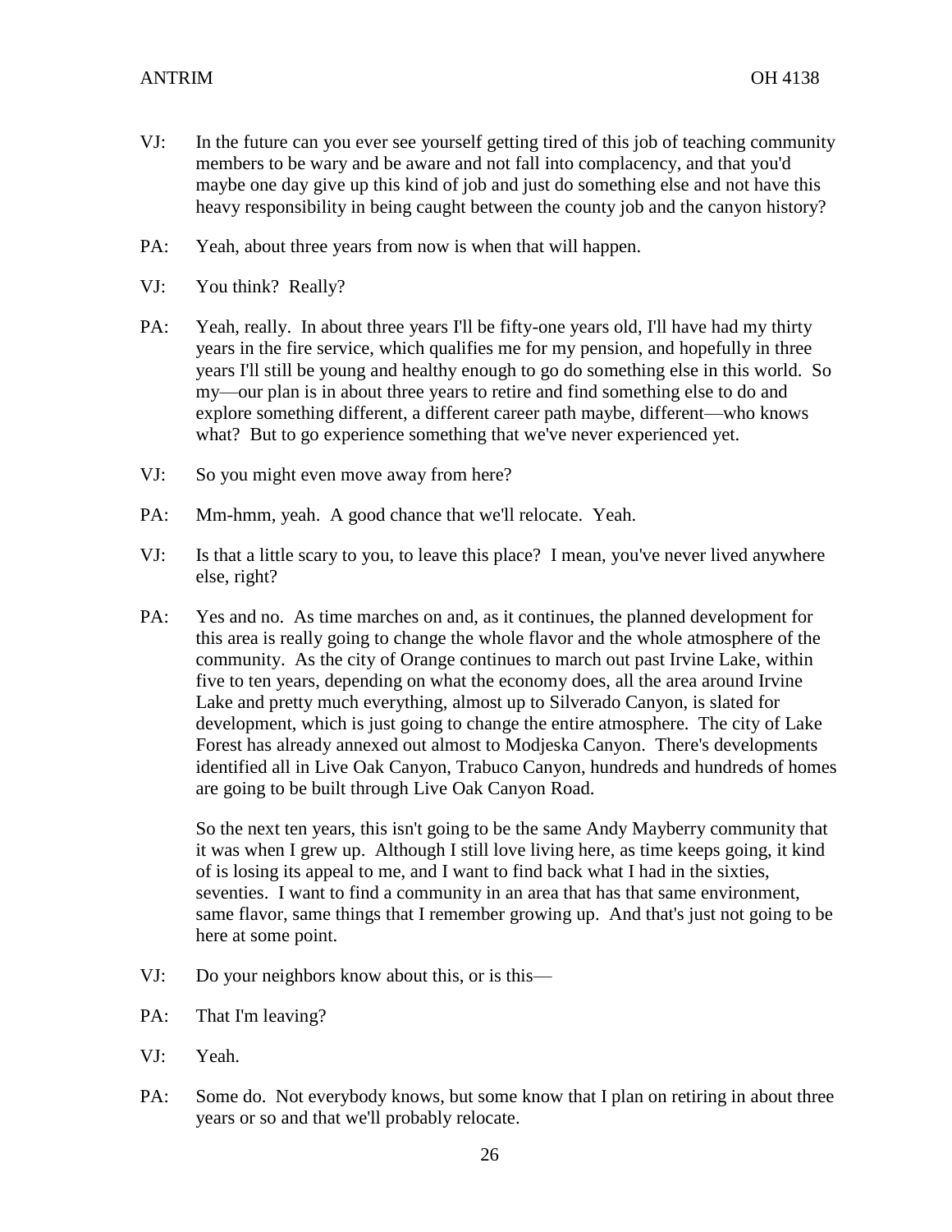VJ: In the future can you ever see yourself getting tired of this job of teaching community members to be wary and be aware and not fall into complacency, and that you'd maybe one day give up this kind of job and just do something else and not have this heavy responsibility in being caught between the county job and the canyon history?

PA: Yeah, about three years from now is when that will happen.

VJ: You think? Really?

PA: Yeah, really. In about three years I'll be fifty-one years old, I'll have had my thirty years in the fire service, which qualifies me for my pension, and hopefully in three years I'll still be young and healthy enough to go do something else in this world. So my—our plan is in about three years to retire and find something else to do and explore something different, a different career path maybe, different—who knows what? But to go experience something that we've never experienced yet.

VJ: So you might even move away from here?

PA: Mm-hmm, yeah. A good chance that we'll relocate. Yeah.

VJ: Is that a little scary to you, to leave this place? I mean, you've never lived anywhere else, right?

PA: Yes and no. As time marches on and, as it continues, the planned development for this area is really going to change the whole flavor and the whole atmosphere of the community. As the city of Orange continues to march out past Irvine Lake, within five to ten years, depending on what the economy does, all the area around Irvine Lake and pretty much everything, almost up to Silverado Canyon, is slated for development, which is just going to change the entire atmosphere. The city of Lake Forest has already annexed out almost to Modjeska Canyon. There's developments identified all in Live Oak Canyon, Trabuco Canyon, hundreds and hundreds of homes are going to be built through Live Oak Canyon Road.

So the next ten years, this isn't going to be the same Andy Mayberry community that it was when I grew up. Although I still love living here, as time keeps going, it kind of is losing its appeal to me, and I want to find back what I had in the sixties, seventies. I want to find a community in an area that has that same environment, same flavor, same things that I remember growing up. And that's just not going to be here at some point.

VJ: Do your neighbors know about this, or is this—

PA: That I'm leaving?

VJ: Yeah.

PA: Some do. Not everybody knows, but some know that I plan on retiring in about three years or so and that we'll probably relocate.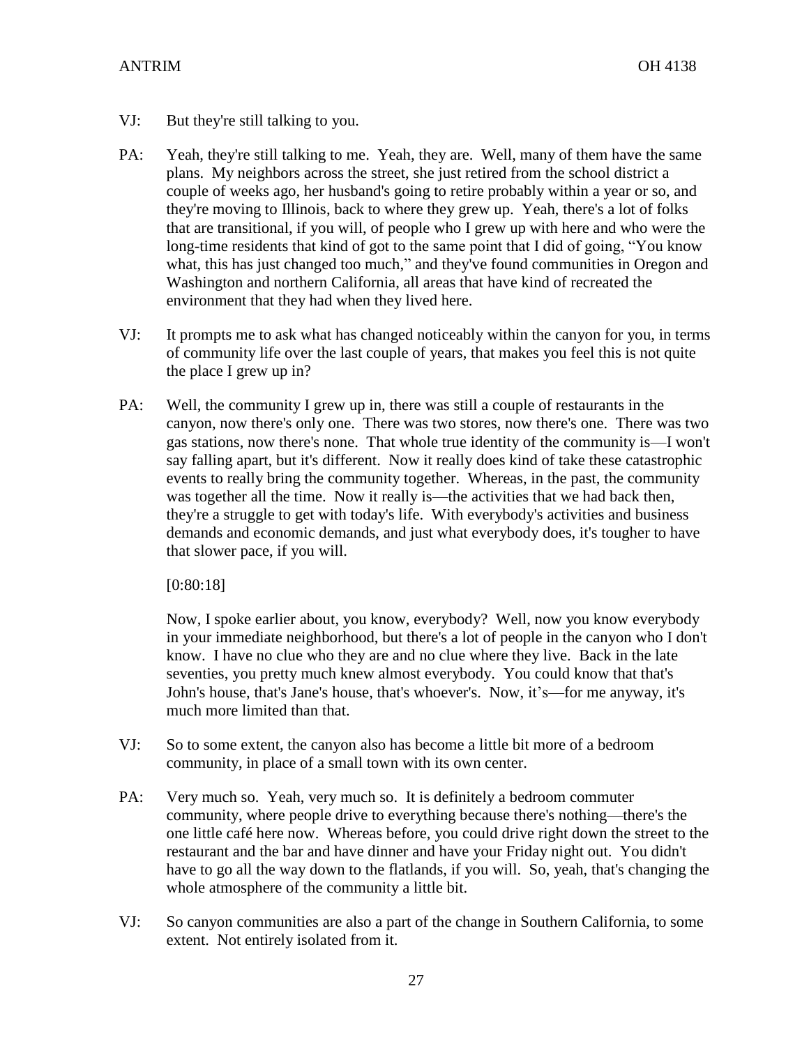VJ: But they're still talking to you.

PA: Yeah, they're still talking to me. Yeah, they are. Well, many of them have the same plans. My neighbors across the street, she just retired from the school district a couple of weeks ago, her husband's going to retire probably within a year or so, and they're moving to Illinois, back to where they grew up. Yeah, there's a lot of folks that are transitional, if you will, of people who I grew up with here and who were the long-time residents that kind of got to the same point that I did of going, "You know what, this has just changed too much," and they've found communities in Oregon and Washington and northern California, all areas that have kind of recreated the environment that they had when they lived here.

VJ: It prompts me to ask what has changed noticeably within the canyon for you, in terms of community life over the last couple of years, that makes you feel this is not quite the place I grew up in?

PA: Well, the community I grew up in, there was still a couple of restaurants in the canyon, now there's only one. There was two stores, now there's one. There was two gas stations, now there's none. That whole true identity of the community is—I won't say falling apart, but it's different. Now it really does kind of take these catastrophic events to really bring the community together. Whereas, in the past, the community was together all the time. Now it really is—the activities that we had back then, they're a struggle to get with today's life. With everybody's activities and business demands and economic demands, and just what everybody does, it's tougher to have that slower pace, if you will.

[0:80:18]

Now, I spoke earlier about, you know, everybody? Well, now you know everybody in your immediate neighborhood, but there's a lot of people in the canyon who I don't know. I have no clue who they are and no clue where they live. Back in the late seventies, you pretty much knew almost everybody. You could know that that's John's house, that's Jane's house, that's whoever's. Now, it's—for me anyway, it's much more limited than that.

VJ: So to some extent, the canyon also has become a little bit more of a bedroom community, in place of a small town with its own center.

PA: Very much so. Yeah, very much so. It is definitely a bedroom commuter community, where people drive to everything because there's nothing—there's the one little café here now. Whereas before, you could drive right down the street to the restaurant and the bar and have dinner and have your Friday night out. You didn't have to go all the way down to the flatlands, if you will. So, yeah, that's changing the whole atmosphere of the community a little bit.

VJ: So canyon communities are also a part of the change in Southern California, to some extent. Not entirely isolated from it.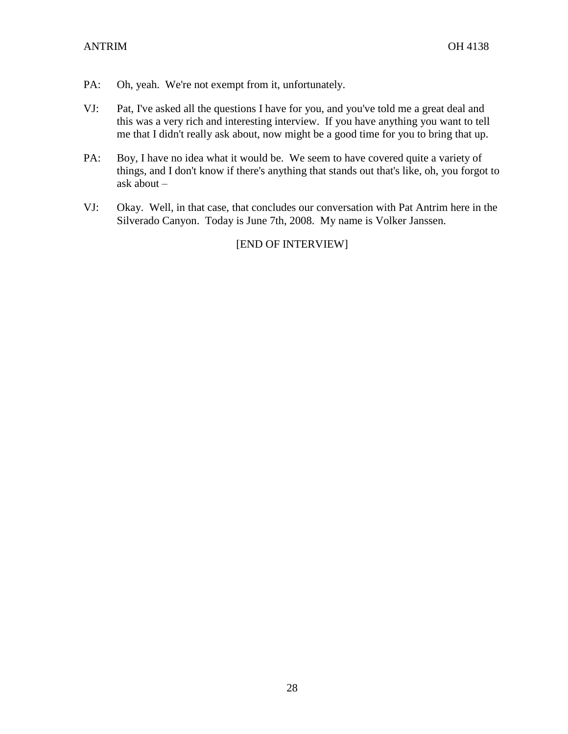PA: Oh, yeah. We're not exempt from it, unfortunately.

VJ: Pat, I've asked all the questions I have for you, and you've told me a great deal and this was a very rich and interesting interview. If you have anything you want to tell me that I didn't really ask about, now might be a good time for you to bring that up.

PA: Boy, I have no idea what it would be. We seem to have covered quite a variety of things, and I don't know if there's anything that stands out that's like, oh, you forgot to ask about –

VJ: Okay. Well, in that case, that concludes our conversation with Pat Antrim here in the Silverado Canyon. Today is June 7th, 2008. My name is Volker Janssen.

[END OF INTERVIEW]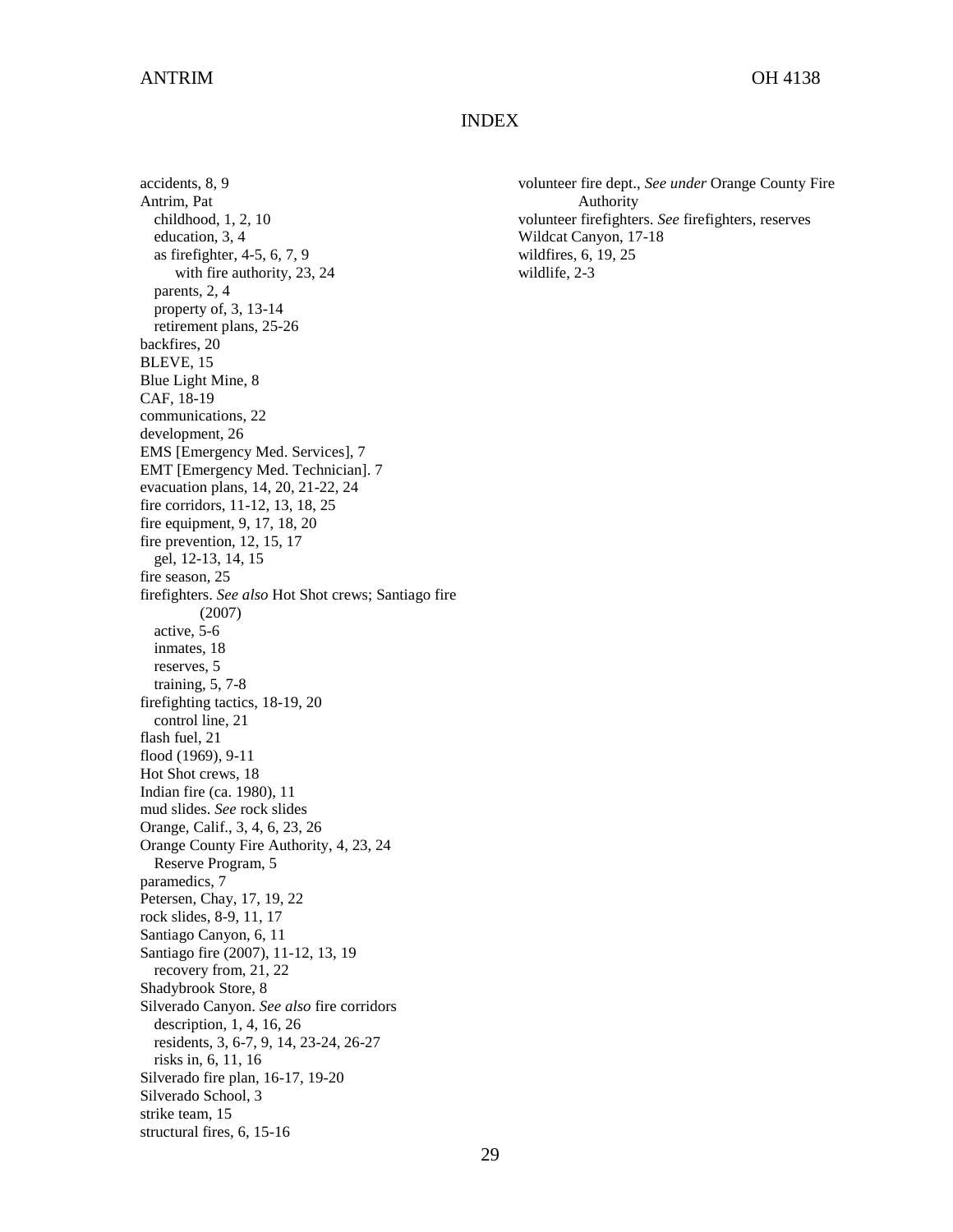# INDEX

accidents, 8, 9
Antrim, Pat
  childhood, 1, 2, 10
  education, 3, 4
  as firefighter, 4-5, 6, 7, 9
    with fire authority, 23, 24
  parents, 2, 4
  property of, 3, 13-14
  retirement plans, 25-26
backfires, 20
BLEVE, 15
Blue Light Mine, 8
CAF, 18-19
communications, 22
development, 26
EMS [Emergency Med. Services], 7
EMT [Emergency Med. Technician]. 7
evacuation plans, 14, 20, 21-22, 24
fire corridors, 11-12, 13, 18, 25
fire equipment, 9, 17, 18, 20
fire prevention, 12, 15, 17
  gel, 12-13, 14, 15
fire season, 25
firefighters. *See also* Hot Shot crews; Santiago fire (2007)
  active, 5-6
  inmates, 18
  reserves, 5
  training, 5, 7-8
firefighting tactics, 18-19, 20
  control line, 21
flash fuel, 21
flood (1969), 9-11
Hot Shot crews, 18
Indian fire (ca. 1980), 11
mud slides. *See* rock slides
Orange, Calif., 3, 4, 6, 23, 26
Orange County Fire Authority, 4, 23, 24
  Reserve Program, 5
paramedics, 7
Petersen, Chay, 17, 19, 22
rock slides, 8-9, 11, 17
Santiago Canyon, 6, 11
Santiago fire (2007), 11-12, 13, 19
  recovery from, 21, 22
Shadybrook Store, 8
Silverado Canyon. *See also* fire corridors
  description, 1, 4, 16, 26
  residents, 3, 6-7, 9, 14, 23-24, 26-27
  risks in, 6, 11, 16
Silverado fire plan, 16-17, 19-20
Silverado School, 3
strike team, 15
structural fires, 6, 15-16
volunteer fire dept., *See under* Orange County Fire Authority
volunteer firefighters. *See* firefighters, reserves
Wildcat Canyon, 17-18
wildfires, 6, 19, 25
wildlife, 2-3